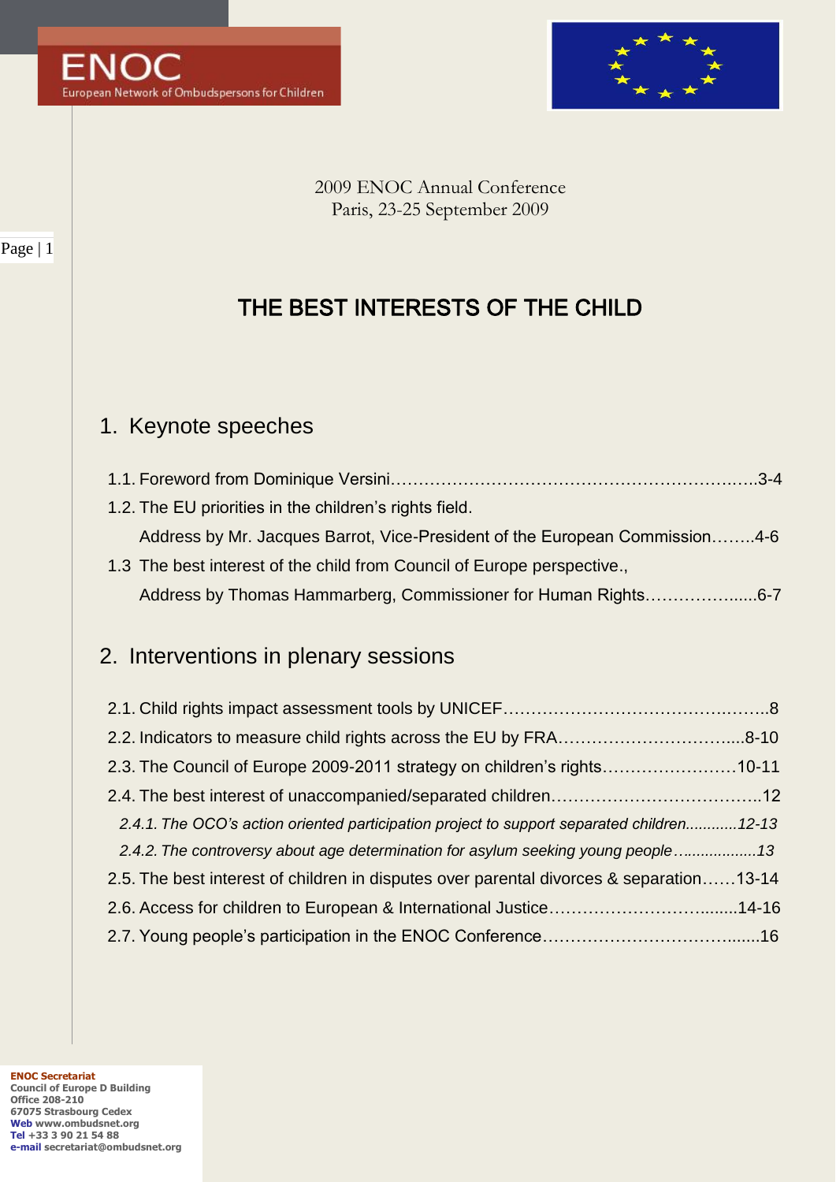ENOC

European Network of Ombudspersons for Children

2009 ENOC Annual Conference
Paris, 23-25 September 2009

# THE BEST INTERESTS OF THE CHILD

## 1. Keynote speeches

1.1. Foreword from Dominique Versini……………………………………………………….…..3-4

1.2. The EU priorities in the children's rights field.
Address by Mr. Jacques Barrot, Vice-President of the European Commission……..4-6

1.3 The best interest of the child from Council of Europe perspective.,
Address by Thomas Hammarberg, Commissioner for Human Rights……………......6-7

## 2. Interventions in plenary sessions

2.1. Child rights impact assessment tools by UNICEF…………….……………………….……..8

2.2. Indicators to measure child rights across the EU by FRA…………………………….....8-10

2.3. The Council of Europe 2009-2011 strategy on children's rights……………………10-11

2.4. The best interest of unaccompanied/separated children………………………………..12

*2.4.1. The OCO's action oriented participation project to support separated children............12-13*

*2.4.2. The controversy about age determination for asylum seeking young people…...............13*

2.5. The best interest of children in disputes over parental divorces & separation……13-14

2.6. Access for children to European & International Justice…………………………........14-16

2.7. Young people's participation in the ENOC Conference………………………………........16

**ENOC Secretariat**
**Council of Europe D Building**
**Office 208-210**
**67075 Strasbourg Cedex**
**Web** www.ombudsnet.org
**Tel** +33 3 90 21 54 88
**e-mail** secretariat@ombudsnet.org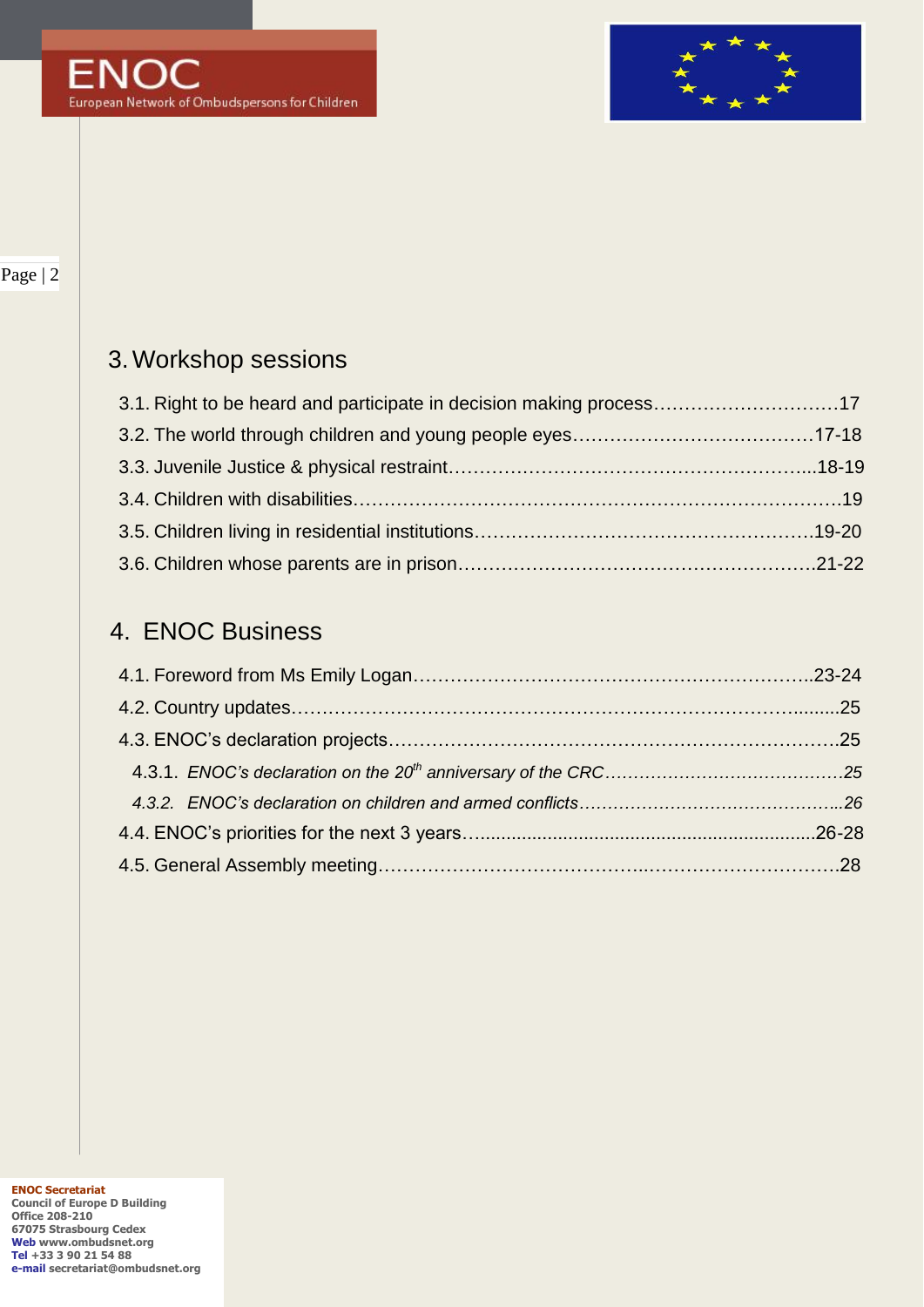## 3. Workshop sessions

3.1. Right to be heard and participate in decision making process…………………………17

3.2. The world through children and young people eyes………………………………….17-18

3.3. Juvenile Justice & physical restraint…………………………………………………...18-19

3.4. Children with disabilities……………………………………………………………………19

3.5. Children living in residential institutions……………………………………………….19-20

3.6. Children whose parents are in prison………………………………………………….21-22

## 4. ENOC Business

4.1. Foreword from Ms Emily Logan………………………………………………………..23-24

4.2. Country updates………………………………………………………………………….........25

4.3. ENOC's declaration projects……………………………………………………………….25

4.3.1. *ENOC's declaration on the 20th anniversary of the CRC……………………………………25*

*4.3.2. ENOC's declaration on children and armed conflicts………………………………………...26*

4.4. ENOC's priorities for the next 3 years…...............................................................26-28

4.5. General Assembly meeting…………………………………...…………………………28

**ENOC Secretariat**
**Council of Europe D Building**
**Office 208-210**
**67075 Strasbourg Cedex**
**Web** www.ombudsnet.org
**Tel** +33 3 90 21 54 88
**e-mail** secretariat@ombudsnet.org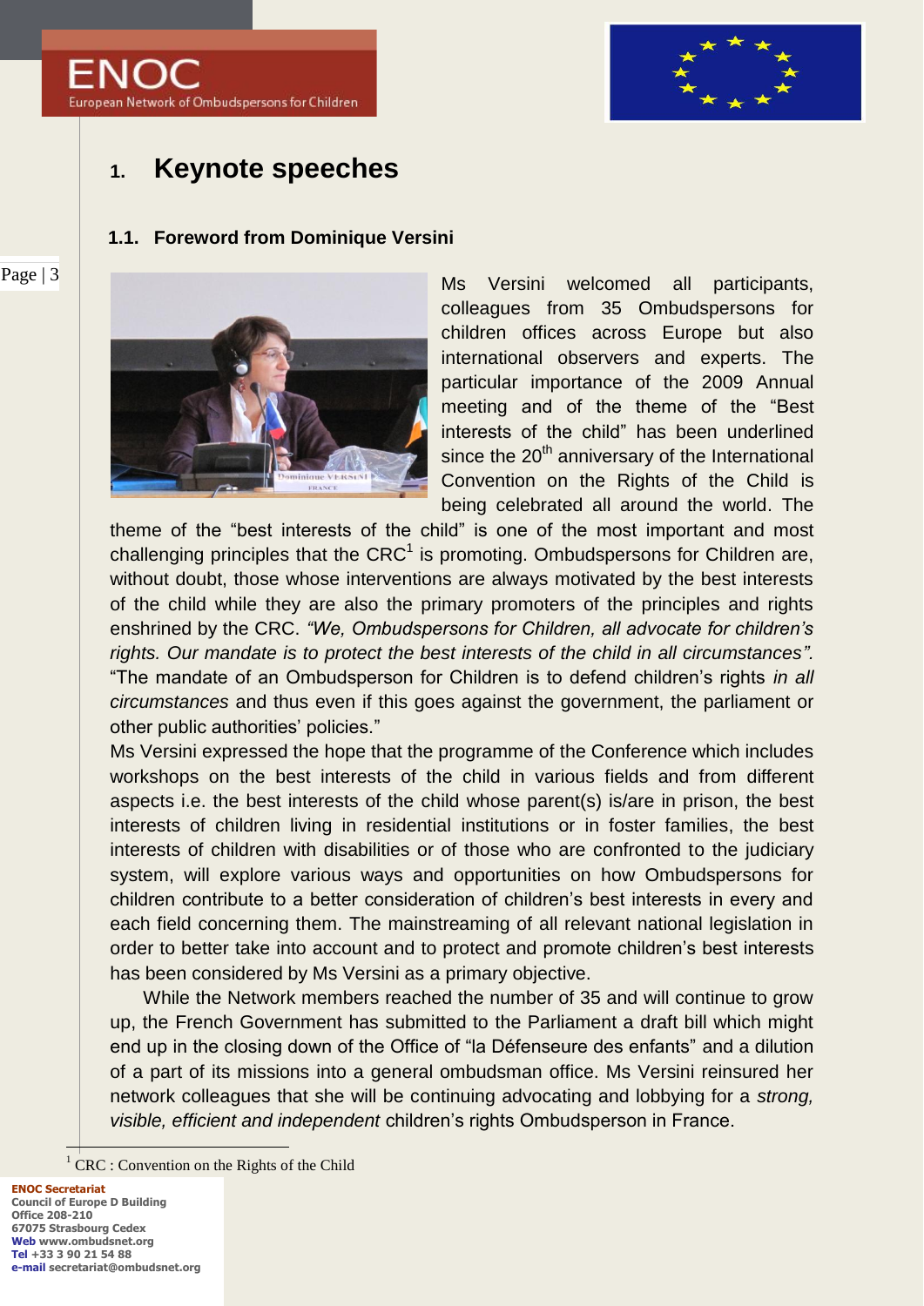# 1. Keynote speeches

## 1.1. Foreword from Dominique Versini

Ms Versini welcomed all participants, colleagues from 35 Ombudspersons for children offices across Europe but also international observers and experts. The particular importance of the 2009 Annual meeting and of the theme of the "Best interests of the child" has been underlined since the 20th anniversary of the International Convention on the Rights of the Child is being celebrated all around the world. The theme of the "best interests of the child" is one of the most important and most challenging principles that the CRC[1] is promoting. Ombudspersons for Children are, without doubt, those whose interventions are always motivated by the best interests of the child while they are also the primary promoters of the principles and rights enshrined by the CRC. *"We, Ombudspersons for Children, all advocate for children's rights. Our mandate is to protect the best interests of the child in all circumstances".* "The mandate of an Ombudsperson for Children is to defend children's rights *in all circumstances* and thus even if this goes against the government, the parliament or other public authorities' policies."

Ms Versini expressed the hope that the programme of the Conference which includes workshops on the best interests of the child in various fields and from different aspects i.e. the best interests of the child whose parent(s) is/are in prison, the best interests of children living in residential institutions or in foster families, the best interests of children with disabilities or of those who are confronted to the judiciary system, will explore various ways and opportunities on how Ombudspersons for children contribute to a better consideration of children's best interests in every and each field concerning them. The mainstreaming of all relevant national legislation in order to better take into account and to protect and promote children's best interests has been considered by Ms Versini as a primary objective.

While the Network members reached the number of 35 and will continue to grow up, the French Government has submitted to the Parliament a draft bill which might end up in the closing down of the Office of "la Défenseure des enfants" and a dilution of a part of its missions into a general ombudsman office. Ms Versini reinsured her network colleagues that she will be continuing advocating and lobbying for a *strong, visible, efficient and independent* children's rights Ombudsperson in France.

[1] CRC : Convention on the Rights of the Child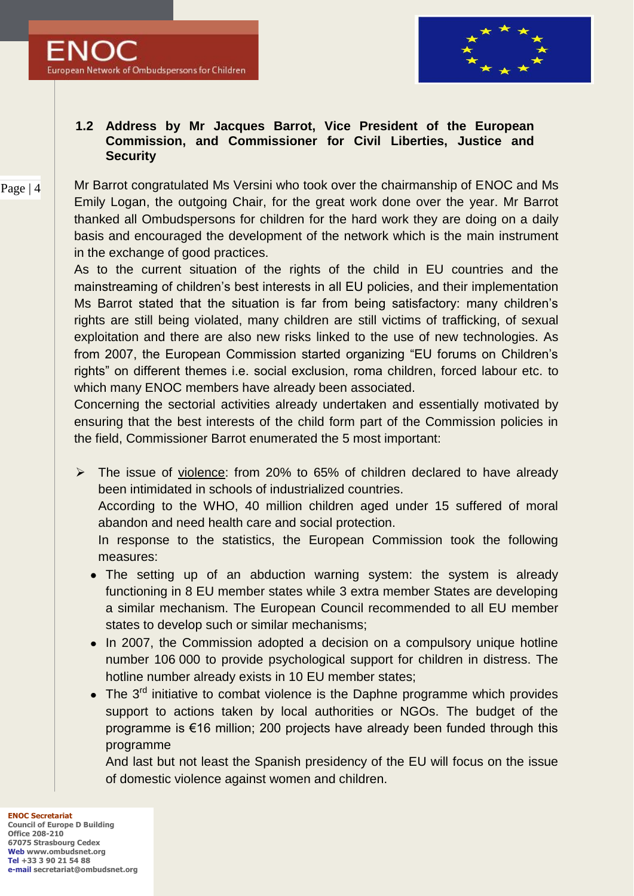### 1.2 Address by Mr Jacques Barrot, Vice President of the European Commission, and Commissioner for Civil Liberties, Justice and Security

Mr Barrot congratulated Ms Versini who took over the chairmanship of ENOC and Ms Emily Logan, the outgoing Chair, for the great work done over the year. Mr Barrot thanked all Ombudspersons for children for the hard work they are doing on a daily basis and encouraged the development of the network which is the main instrument in the exchange of good practices.

As to the current situation of the rights of the child in EU countries and the mainstreaming of children's best interests in all EU policies, and their implementation Ms Barrot stated that the situation is far from being satisfactory: many children's rights are still being violated, many children are still victims of trafficking, of sexual exploitation and there are also new risks linked to the use of new technologies. As from 2007, the European Commission started organizing "EU forums on Children's rights" on different themes i.e. social exclusion, roma children, forced labour etc. to which many ENOC members have already been associated.

Concerning the sectorial activities already undertaken and essentially motivated by ensuring that the best interests of the child form part of the Commission policies in the field, Commissioner Barrot enumerated the 5 most important:

- The issue of violence: from 20% to 65% of children declared to have already been intimidated in schools of industrialized countries.

  According to the WHO, 40 million children aged under 15 suffered of moral abandon and need health care and social protection.

  In response to the statistics, the European Commission took the following measures:

  - The setting up of an abduction warning system: the system is already functioning in 8 EU member states while 3 extra member States are developing a similar mechanism. The European Council recommended to all EU member states to develop such or similar mechanisms;
  - In 2007, the Commission adopted a decision on a compulsory unique hotline number 106 000 to provide psychological support for children in distress. The hotline number already exists in 10 EU member states;
  - The 3rd initiative to combat violence is the Daphne programme which provides support to actions taken by local authorities or NGOs. The budget of the programme is €16 million; 200 projects have already been funded through this programme

    And last but not least the Spanish presidency of the EU will focus on the issue of domestic violence against women and children.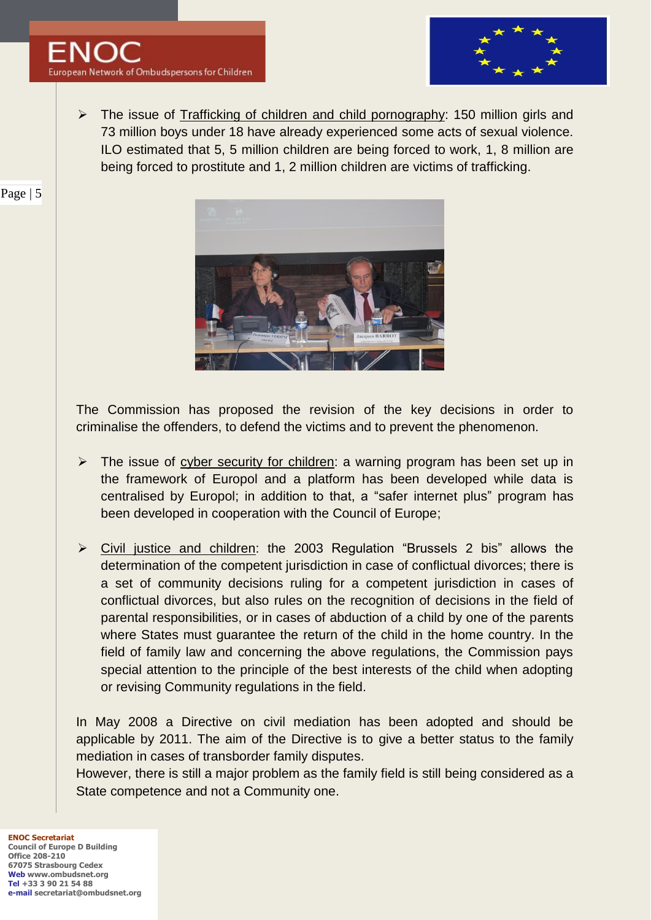- The issue of Trafficking of children and child pornography: 150 million girls and 73 million boys under 18 have already experienced some acts of sexual violence. ILO estimated that 5, 5 million children are being forced to work, 1, 8 million are being forced to prostitute and 1, 2 million children are victims of trafficking.

The Commission has proposed the revision of the key decisions in order to criminalise the offenders, to defend the victims and to prevent the phenomenon.

- The issue of cyber security for children: a warning program has been set up in the framework of Europol and a platform has been developed while data is centralised by Europol; in addition to that, a "safer internet plus" program has been developed in cooperation with the Council of Europe;

- Civil justice and children: the 2003 Regulation "Brussels 2 bis" allows the determination of the competent jurisdiction in case of conflictual divorces; there is a set of community decisions ruling for a competent jurisdiction in cases of conflictual divorces, but also rules on the recognition of decisions in the field of parental responsibilities, or in cases of abduction of a child by one of the parents where States must guarantee the return of the child in the home country. In the field of family law and concerning the above regulations, the Commission pays special attention to the principle of the best interests of the child when adopting or revising Community regulations in the field.

In May 2008 a Directive on civil mediation has been adopted and should be applicable by 2011. The aim of the Directive is to give a better status to the family mediation in cases of transborder family disputes.
However, there is still a major problem as the family field is still being considered as a State competence and not a Community one.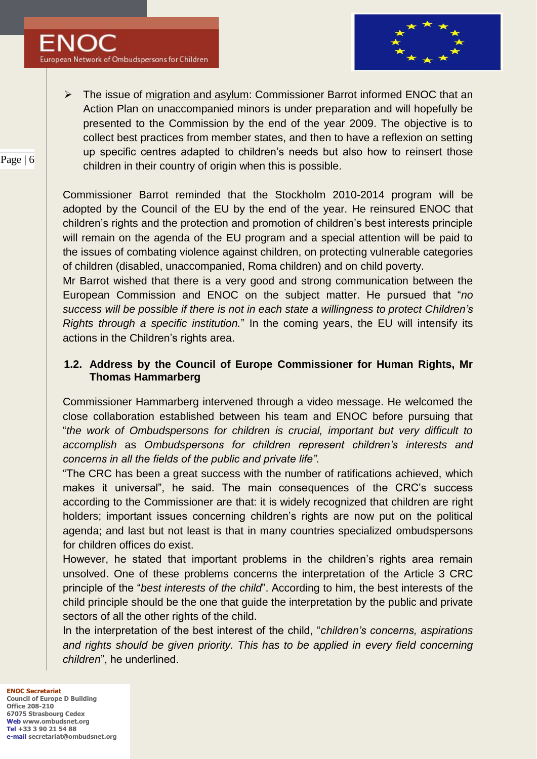- The issue of migration and asylum: Commissioner Barrot informed ENOC that an Action Plan on unaccompanied minors is under preparation and will hopefully be presented to the Commission by the end of the year 2009. The objective is to collect best practices from member states, and then to have a reflexion on setting up specific centres adapted to children's needs but also how to reinsert those children in their country of origin when this is possible.

Commissioner Barrot reminded that the Stockholm 2010-2014 program will be adopted by the Council of the EU by the end of the year. He reinsured ENOC that children's rights and the protection and promotion of children's best interests principle will remain on the agenda of the EU program and a special attention will be paid to the issues of combating violence against children, on protecting vulnerable categories of children (disabled, unaccompanied, Roma children) and on child poverty.

Mr Barrot wished that there is a very good and strong communication between the European Commission and ENOC on the subject matter. He pursued that "*no success will be possible if there is not in each state a willingness to protect Children's Rights through a specific institution.*" In the coming years, the EU will intensify its actions in the Children's rights area.

### 1.2. Address by the Council of Europe Commissioner for Human Rights, Mr Thomas Hammarberg

Commissioner Hammarberg intervened through a video message. He welcomed the close collaboration established between his team and ENOC before pursuing that "*the work of Ombudspersons for children is crucial, important but very difficult to accomplish* as *Ombudspersons for children represent children's interests and concerns in all the fields of the public and private life".*

"The CRC has been a great success with the number of ratifications achieved, which makes it universal", he said. The main consequences of the CRC's success according to the Commissioner are that: it is widely recognized that children are right holders; important issues concerning children's rights are now put on the political agenda; and last but not least is that in many countries specialized ombudspersons for children offices do exist.

However, he stated that important problems in the children's rights area remain unsolved. One of these problems concerns the interpretation of the Article 3 CRC principle of the "*best interests of the child*". According to him, the best interests of the child principle should be the one that guide the interpretation by the public and private sectors of all the other rights of the child.

In the interpretation of the best interest of the child, "*children's concerns, aspirations and rights should be given priority. This has to be applied in every field concerning children*", he underlined.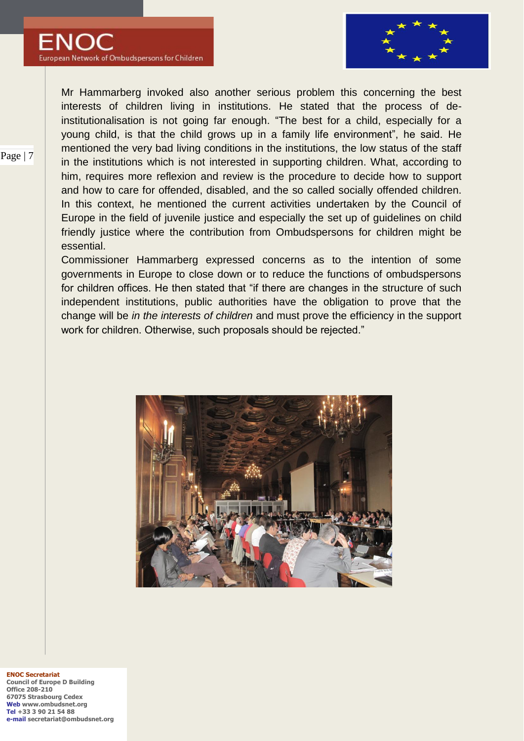Mr Hammarberg invoked also another serious problem this concerning the best interests of children living in institutions. He stated that the process of de-institutionalisation is not going far enough. “The best for a child, especially for a young child, is that the child grows up in a family life environment”, he said. He mentioned the very bad living conditions in the institutions, the low status of the staff in the institutions which is not interested in supporting children. What, according to him, requires more reflexion and review is the procedure to decide how to support and how to care for offended, disabled, and the so called socially offended children. In this context, he mentioned the current activities undertaken by the Council of Europe in the field of juvenile justice and especially the set up of guidelines on child friendly justice where the contribution from Ombudspersons for children might be essential.

Commissioner Hammarberg expressed concerns as to the intention of some governments in Europe to close down or to reduce the functions of ombudspersons for children offices. He then stated that “if there are changes in the structure of such independent institutions, public authorities have the obligation to prove that the change will be *in the interests of children* and must prove the efficiency in the support work for children. Otherwise, such proposals should be rejected.”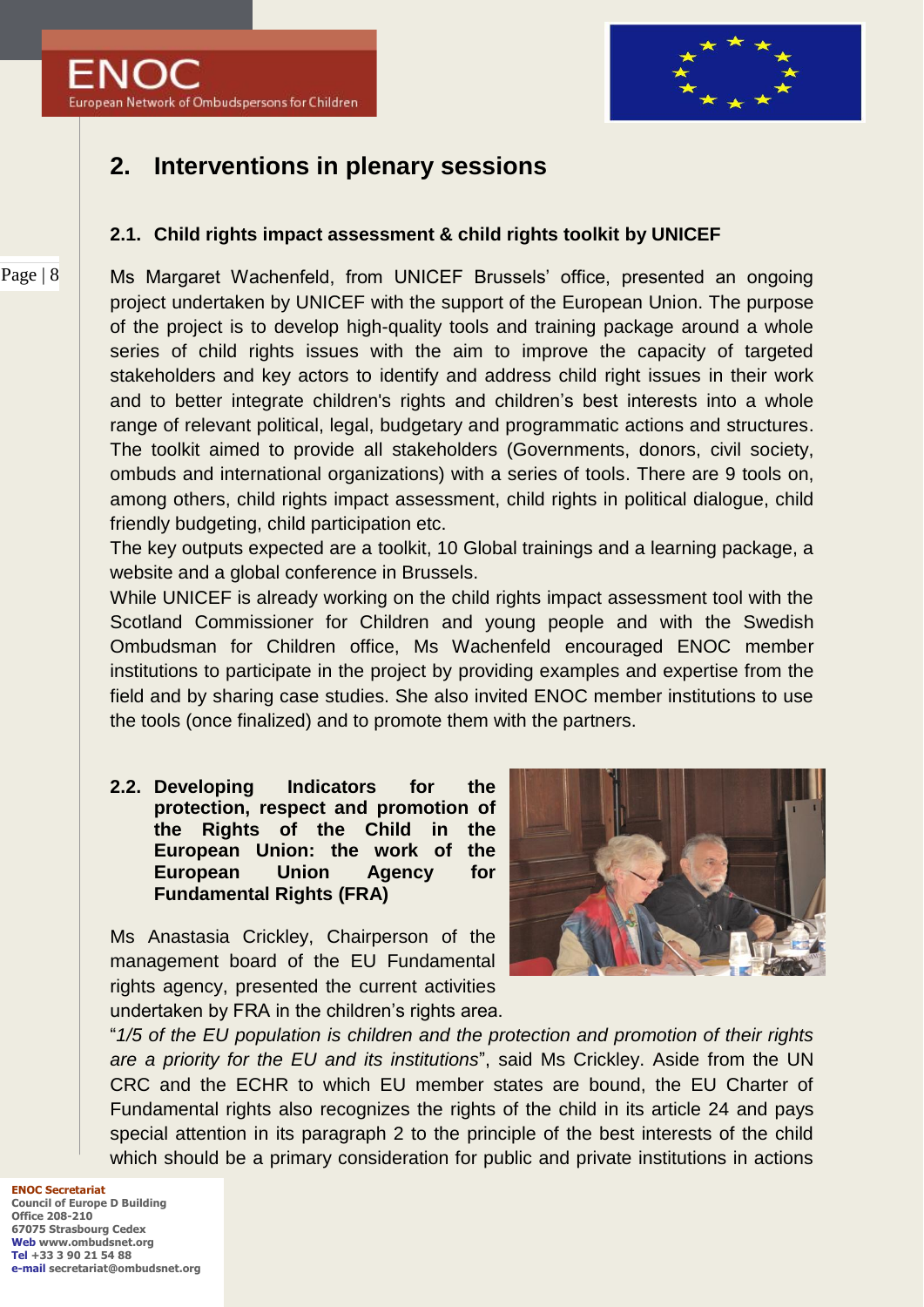## 2. Interventions in plenary sessions

### 2.1. Child rights impact assessment & child rights toolkit by UNICEF

Ms Margaret Wachenfeld, from UNICEF Brussels' office, presented an ongoing project undertaken by UNICEF with the support of the European Union. The purpose of the project is to develop high-quality tools and training package around a whole series of child rights issues with the aim to improve the capacity of targeted stakeholders and key actors to identify and address child right issues in their work and to better integrate children's rights and children's best interests into a whole range of relevant political, legal, budgetary and programmatic actions and structures. The toolkit aimed to provide all stakeholders (Governments, donors, civil society, ombuds and international organizations) with a series of tools. There are 9 tools on, among others, child rights impact assessment, child rights in political dialogue, child friendly budgeting, child participation etc.

The key outputs expected are a toolkit, 10 Global trainings and a learning package, a website and a global conference in Brussels.

While UNICEF is already working on the child rights impact assessment tool with the Scotland Commissioner for Children and young people and with the Swedish Ombudsman for Children office, Ms Wachenfeld encouraged ENOC member institutions to participate in the project by providing examples and expertise from the field and by sharing case studies. She also invited ENOC member institutions to use the tools (once finalized) and to promote them with the partners.

### 2.2. Developing Indicators for the protection, respect and promotion of the Rights of the Child in the European Union: the work of the European Union Agency for Fundamental Rights (FRA)

Ms Anastasia Crickley, Chairperson of the management board of the EU Fundamental rights agency, presented the current activities undertaken by FRA in the children's rights area.

"*1/5 of the EU population is children and the protection and promotion of their rights are a priority for the EU and its institutions*", said Ms Crickley. Aside from the UN CRC and the ECHR to which EU member states are bound, the EU Charter of Fundamental rights also recognizes the rights of the child in its article 24 and pays special attention in its paragraph 2 to the principle of the best interests of the child which should be a primary consideration for public and private institutions in actions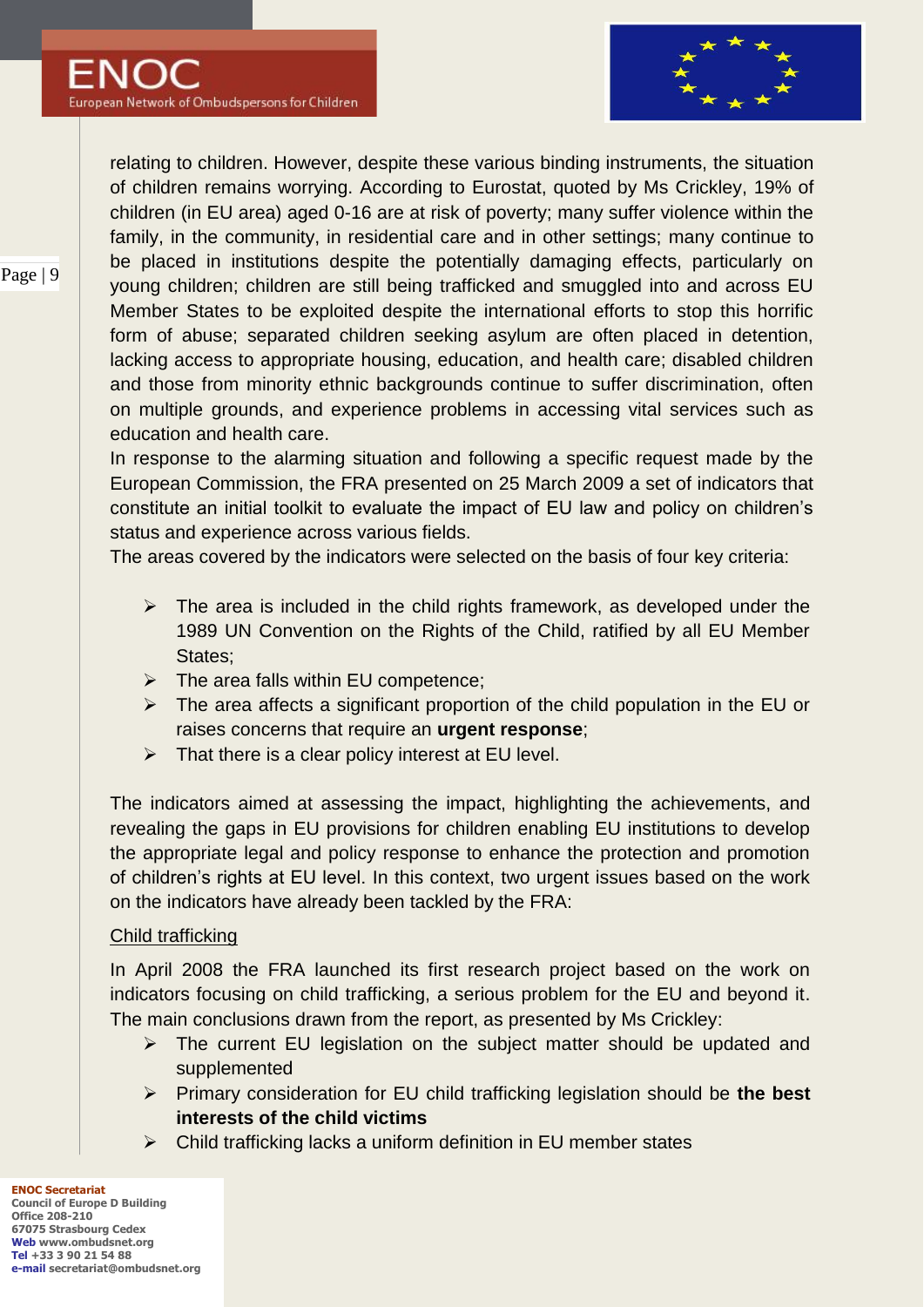relating to children. However, despite these various binding instruments, the situation of children remains worrying. According to Eurostat, quoted by Ms Crickley, 19% of children (in EU area) aged 0-16 are at risk of poverty; many suffer violence within the family, in the community, in residential care and in other settings; many continue to be placed in institutions despite the potentially damaging effects, particularly on young children; children are still being trafficked and smuggled into and across EU Member States to be exploited despite the international efforts to stop this horrific form of abuse; separated children seeking asylum are often placed in detention, lacking access to appropriate housing, education, and health care; disabled children and those from minority ethnic backgrounds continue to suffer discrimination, often on multiple grounds, and experience problems in accessing vital services such as education and health care.

In response to the alarming situation and following a specific request made by the European Commission, the FRA presented on 25 March 2009 a set of indicators that constitute an initial toolkit to evaluate the impact of EU law and policy on children's status and experience across various fields.

The areas covered by the indicators were selected on the basis of four key criteria:

- The area is included in the child rights framework, as developed under the 1989 UN Convention on the Rights of the Child, ratified by all EU Member States;
- The area falls within EU competence;
- The area affects a significant proportion of the child population in the EU or raises concerns that require an **urgent response**;
- That there is a clear policy interest at EU level.

The indicators aimed at assessing the impact, highlighting the achievements, and revealing the gaps in EU provisions for children enabling EU institutions to develop the appropriate legal and policy response to enhance the protection and promotion of children's rights at EU level. In this context, two urgent issues based on the work on the indicators have already been tackled by the FRA:

Child trafficking

In April 2008 the FRA launched its first research project based on the work on indicators focusing on child trafficking, a serious problem for the EU and beyond it. The main conclusions drawn from the report, as presented by Ms Crickley:

- The current EU legislation on the subject matter should be updated and supplemented
- Primary consideration for EU child trafficking legislation should be **the best interests of the child victims**
- Child trafficking lacks a uniform definition in EU member states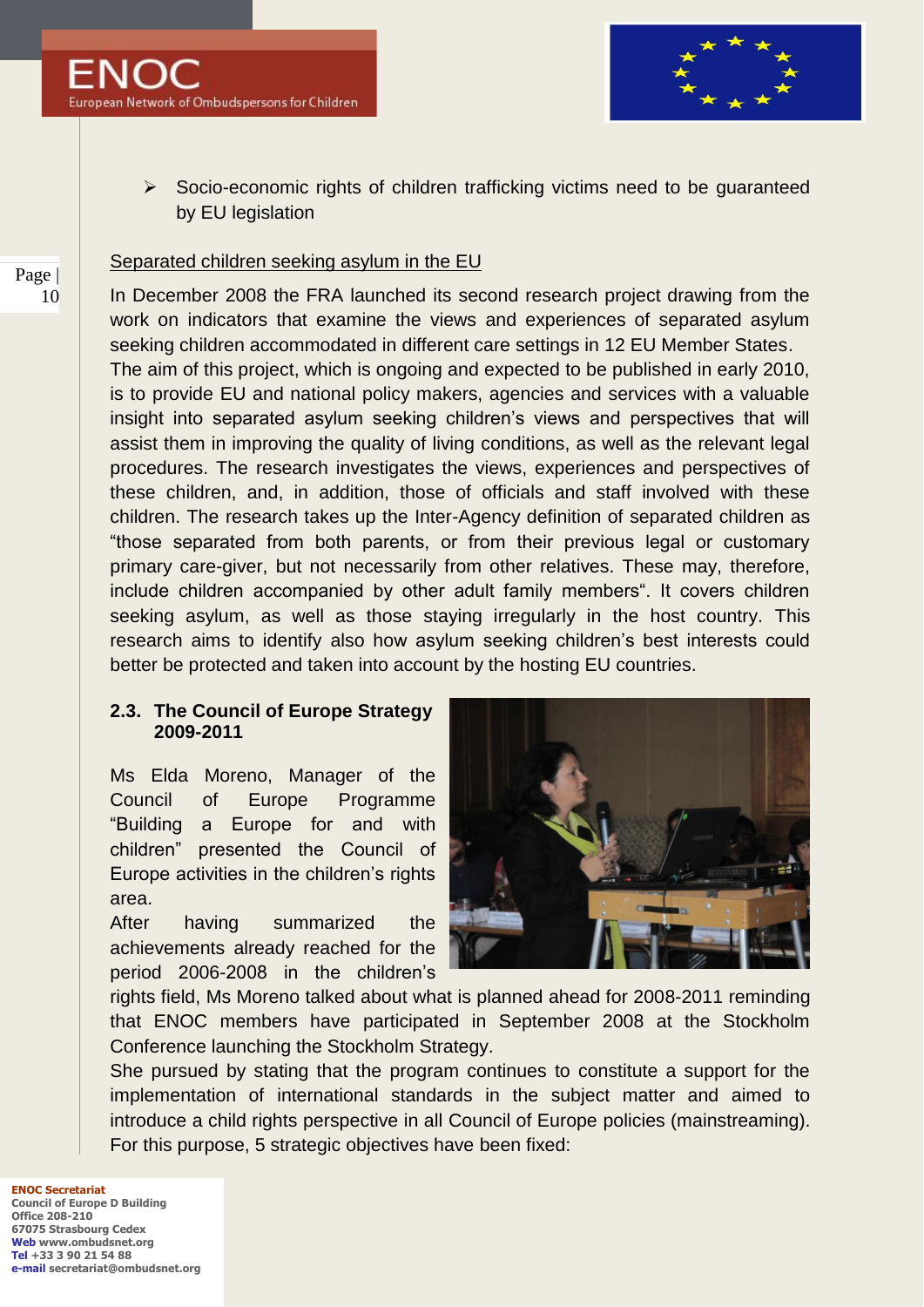- Socio-economic rights of children trafficking victims need to be guaranteed by EU legislation

Separated children seeking asylum in the EU

In December 2008 the FRA launched its second research project drawing from the work on indicators that examine the views and experiences of separated asylum seeking children accommodated in different care settings in 12 EU Member States.
The aim of this project, which is ongoing and expected to be published in early 2010, is to provide EU and national policy makers, agencies and services with a valuable insight into separated asylum seeking children's views and perspectives that will assist them in improving the quality of living conditions, as well as the relevant legal procedures. The research investigates the views, experiences and perspectives of these children, and, in addition, those of officials and staff involved with these children. The research takes up the Inter-Agency definition of separated children as "those separated from both parents, or from their previous legal or customary primary care-giver, but not necessarily from other relatives. These may, therefore, include children accompanied by other adult family members". It covers children seeking asylum, as well as those staying irregularly in the host country. This research aims to identify also how asylum seeking children's best interests could better be protected and taken into account by the hosting EU countries.

### 2.3. The Council of Europe Strategy 2009-2011

Ms Elda Moreno, Manager of the Council of Europe Programme "Building a Europe for and with children" presented the Council of Europe activities in the children's rights area.
After having summarized the achievements already reached for the period 2006-2008 in the children's rights field, Ms Moreno talked about what is planned ahead for 2008-2011 reminding that ENOC members have participated in September 2008 at the Stockholm Conference launching the Stockholm Strategy.
She pursued by stating that the program continues to constitute a support for the implementation of international standards in the subject matter and aimed to introduce a child rights perspective in all Council of Europe policies (mainstreaming).
For this purpose, 5 strategic objectives have been fixed:

**ENOC Secretariat**
**Council of Europe D Building**
**Office 208-210**
**67075 Strasbourg Cedex**
**Web** www.ombudsnet.org
**Tel** +33 3 90 21 54 88
**e-mail** secretariat@ombudsnet.org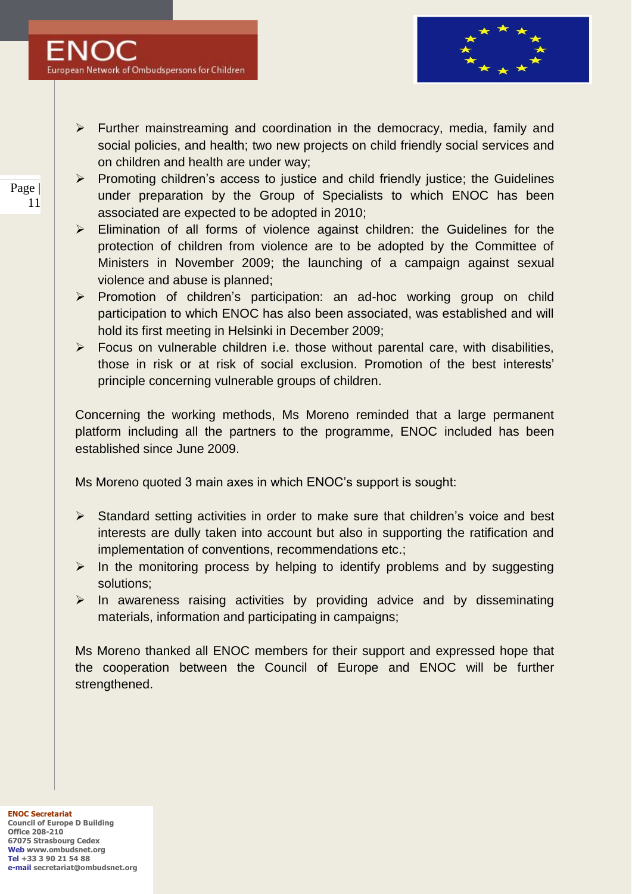- Further mainstreaming and coordination in the democracy, media, family and social policies, and health; two new projects on child friendly social services and on children and health are under way;
- Promoting children's access to justice and child friendly justice; the Guidelines under preparation by the Group of Specialists to which ENOC has been associated are expected to be adopted in 2010;
- Elimination of all forms of violence against children: the Guidelines for the protection of children from violence are to be adopted by the Committee of Ministers in November 2009; the launching of a campaign against sexual violence and abuse is planned;
- Promotion of children's participation: an ad-hoc working group on child participation to which ENOC has also been associated, was established and will hold its first meeting in Helsinki in December 2009;
- Focus on vulnerable children i.e. those without parental care, with disabilities, those in risk or at risk of social exclusion. Promotion of the best interests' principle concerning vulnerable groups of children.

Concerning the working methods, Ms Moreno reminded that a large permanent platform including all the partners to the programme, ENOC included has been established since June 2009.

Ms Moreno quoted 3 main axes in which ENOC's support is sought:

- Standard setting activities in order to make sure that children's voice and best interests are dully taken into account but also in supporting the ratification and implementation of conventions, recommendations etc.;
- In the monitoring process by helping to identify problems and by suggesting solutions;
- In awareness raising activities by providing advice and by disseminating materials, information and participating in campaigns;

Ms Moreno thanked all ENOC members for their support and expressed hope that the cooperation between the Council of Europe and ENOC will be further strengthened.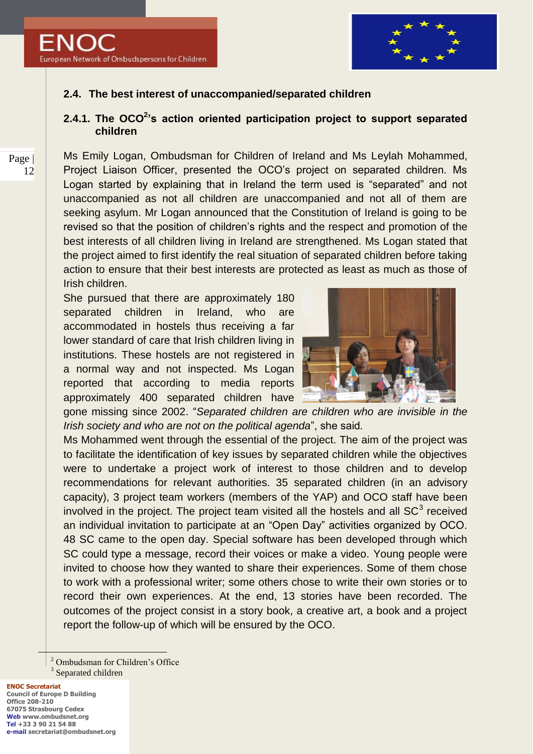## 2.4. The best interest of unaccompanied/separated children

### 2.4.1. The OCO[2]'s action oriented participation project to support separated children

Ms Emily Logan, Ombudsman for Children of Ireland and Ms Leylah Mohammed, Project Liaison Officer, presented the OCO's project on separated children. Ms Logan started by explaining that in Ireland the term used is "separated" and not unaccompanied as not all children are unaccompanied and not all of them are seeking asylum. Mr Logan announced that the Constitution of Ireland is going to be revised so that the position of children's rights and the respect and promotion of the best interests of all children living in Ireland are strengthened. Ms Logan stated that the project aimed to first identify the real situation of separated children before taking action to ensure that their best interests are protected as least as much as those of Irish children.

She pursued that there are approximately 180 separated children in Ireland, who are accommodated in hostels thus receiving a far lower standard of care that Irish children living in institutions. These hostels are not registered in a normal way and not inspected. Ms Logan reported that according to media reports approximately 400 separated children have gone missing since 2002. "*Separated children are children who are invisible in the Irish society and who are not on the political agenda*", she said.

Ms Mohammed went through the essential of the project. The aim of the project was to facilitate the identification of key issues by separated children while the objectives were to undertake a project work of interest to those children and to develop recommendations for relevant authorities. 35 separated children (in an advisory capacity), 3 project team workers (members of the YAP) and OCO staff have been involved in the project. The project team visited all the hostels and all SC[3] received an individual invitation to participate at an "Open Day" activities organized by OCO. 48 SC came to the open day. Special software has been developed through which SC could type a message, record their voices or make a video. Young people were invited to choose how they wanted to share their experiences. Some of them chose to work with a professional writer; some others chose to write their own stories or to record their own experiences. At the end, 13 stories have been recorded. The outcomes of the project consist in a story book, a creative art, a book and a project report the follow-up of which will be ensured by the OCO.

---

[2] Ombudsman for Children's Office

[3] Separated children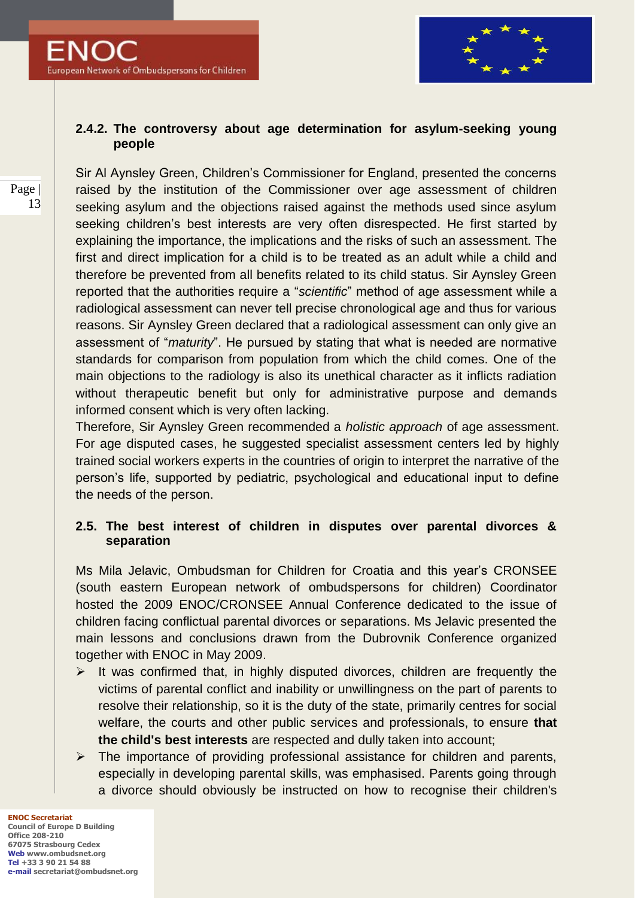### 2.4.2. The controversy about age determination for asylum-seeking young people

Sir Al Aynsley Green, Children's Commissioner for England, presented the concerns raised by the institution of the Commissioner over age assessment of children seeking asylum and the objections raised against the methods used since asylum seeking children's best interests are very often disrespected. He first started by explaining the importance, the implications and the risks of such an assessment. The first and direct implication for a child is to be treated as an adult while a child and therefore be prevented from all benefits related to its child status. Sir Aynsley Green reported that the authorities require a "*scientific*" method of age assessment while a radiological assessment can never tell precise chronological age and thus for various reasons. Sir Aynsley Green declared that a radiological assessment can only give an assessment of "*maturity*". He pursued by stating that what is needed are normative standards for comparison from population from which the child comes. One of the main objections to the radiology is also its unethical character as it inflicts radiation without therapeutic benefit but only for administrative purpose and demands informed consent which is very often lacking.

Therefore, Sir Aynsley Green recommended a *holistic approach* of age assessment. For age disputed cases, he suggested specialist assessment centers led by highly trained social workers experts in the countries of origin to interpret the narrative of the person's life, supported by pediatric, psychological and educational input to define the needs of the person.

## 2.5. The best interest of children in disputes over parental divorces & separation

Ms Mila Jelavic, Ombudsman for Children for Croatia and this year's CRONSEE (south eastern European network of ombudspersons for children) Coordinator hosted the 2009 ENOC/CRONSEE Annual Conference dedicated to the issue of children facing conflictual parental divorces or separations. Ms Jelavic presented the main lessons and conclusions drawn from the Dubrovnik Conference organized together with ENOC in May 2009.

- It was confirmed that, in highly disputed divorces, children are frequently the victims of parental conflict and inability or unwillingness on the part of parents to resolve their relationship, so it is the duty of the state, primarily centres for social welfare, the courts and other public services and professionals, to ensure **that the child's best interests** are respected and dully taken into account;
- The importance of providing professional assistance for children and parents, especially in developing parental skills, was emphasised. Parents going through a divorce should obviously be instructed on how to recognise their children's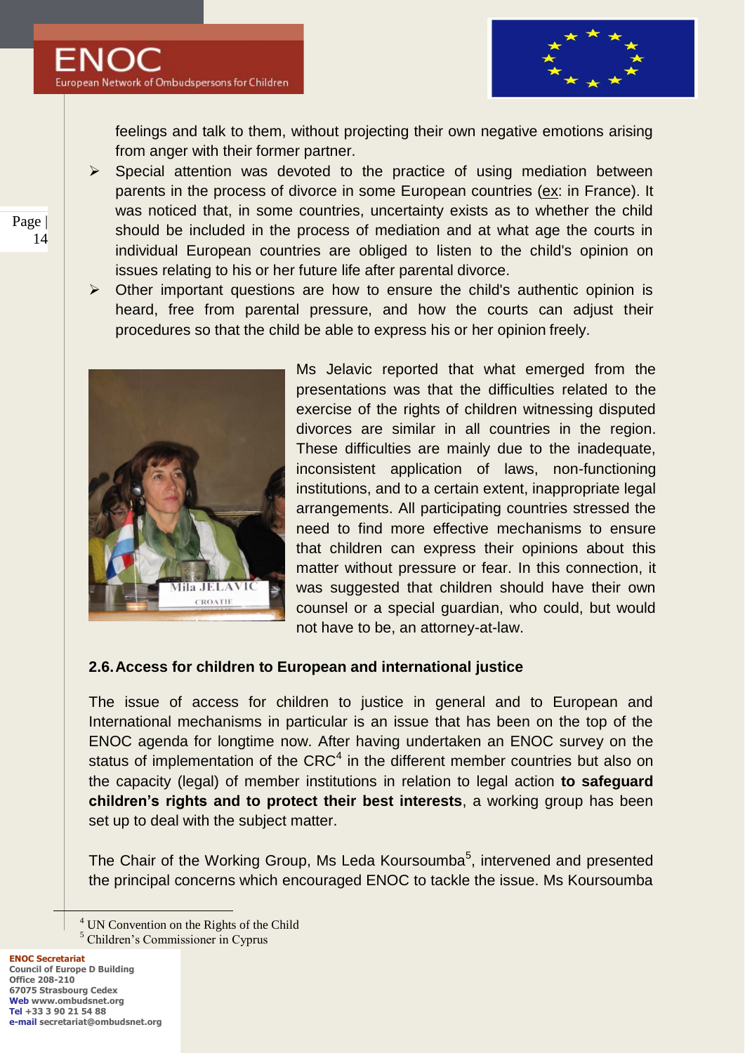feelings and talk to them, without projecting their own negative emotions arising from anger with their former partner.

- Special attention was devoted to the practice of using mediation between parents in the process of divorce in some European countries (ex: in France). It was noticed that, in some countries, uncertainty exists as to whether the child should be included in the process of mediation and at what age the courts in individual European countries are obliged to listen to the child's opinion on issues relating to his or her future life after parental divorce.
- Other important questions are how to ensure the child's authentic opinion is heard, free from parental pressure, and how the courts can adjust their procedures so that the child be able to express his or her opinion freely.

Ms Jelavic reported that what emerged from the presentations was that the difficulties related to the exercise of the rights of children witnessing disputed divorces are similar in all countries in the region. These difficulties are mainly due to the inadequate, inconsistent application of laws, non-functioning institutions, and to a certain extent, inappropriate legal arrangements. All participating countries stressed the need to find more effective mechanisms to ensure that children can express their opinions about this matter without pressure or fear. In this connection, it was suggested that children should have their own counsel or a special guardian, who could, but would not have to be, an attorney-at-law.

## 2.6. Access for children to European and international justice

The issue of access for children to justice in general and to European and International mechanisms in particular is an issue that has been on the top of the ENOC agenda for longtime now. After having undertaken an ENOC survey on the status of implementation of the CRC[4] in the different member countries but also on the capacity (legal) of member institutions in relation to legal action **to safeguard children's rights and to protect their best interests**, a working group has been set up to deal with the subject matter.

The Chair of the Working Group, Ms Leda Koursoumba[5], intervened and presented the principal concerns which encouraged ENOC to tackle the issue. Ms Koursoumba

[4] UN Convention on the Rights of the Child

[5] Children's Commissioner in Cyprus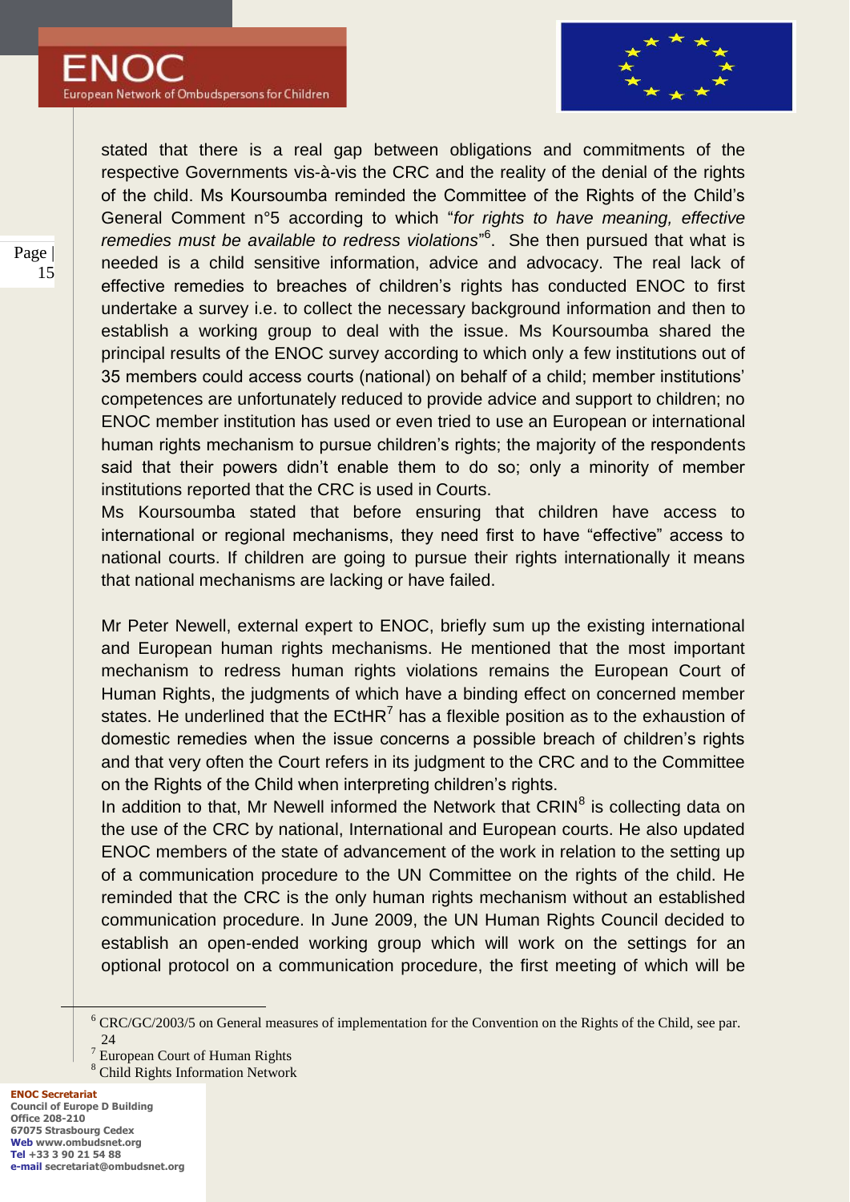stated that there is a real gap between obligations and commitments of the respective Governments vis-à-vis the CRC and the reality of the denial of the rights of the child. Ms Koursoumba reminded the Committee of the Rights of the Child's General Comment n°5 according to which "*for rights to have meaning, effective remedies must be available to redress violations*"[6]. She then pursued that what is needed is a child sensitive information, advice and advocacy. The real lack of effective remedies to breaches of children's rights has conducted ENOC to first undertake a survey i.e. to collect the necessary background information and then to establish a working group to deal with the issue. Ms Koursoumba shared the principal results of the ENOC survey according to which only a few institutions out of 35 members could access courts (national) on behalf of a child; member institutions' competences are unfortunately reduced to provide advice and support to children; no ENOC member institution has used or even tried to use an European or international human rights mechanism to pursue children's rights; the majority of the respondents said that their powers didn't enable them to do so; only a minority of member institutions reported that the CRC is used in Courts.

Ms Koursoumba stated that before ensuring that children have access to international or regional mechanisms, they need first to have "effective" access to national courts. If children are going to pursue their rights internationally it means that national mechanisms are lacking or have failed.

Mr Peter Newell, external expert to ENOC, briefly sum up the existing international and European human rights mechanisms. He mentioned that the most important mechanism to redress human rights violations remains the European Court of Human Rights, the judgments of which have a binding effect on concerned member states. He underlined that the ECtHR[7] has a flexible position as to the exhaustion of domestic remedies when the issue concerns a possible breach of children's rights and that very often the Court refers in its judgment to the CRC and to the Committee on the Rights of the Child when interpreting children's rights.

In addition to that, Mr Newell informed the Network that CRIN[8] is collecting data on the use of the CRC by national, International and European courts. He also updated ENOC members of the state of advancement of the work in relation to the setting up of a communication procedure to the UN Committee on the rights of the child. He reminded that the CRC is the only human rights mechanism without an established communication procedure. In June 2009, the UN Human Rights Council decided to establish an open-ended working group which will work on the settings for an optional protocol on a communication procedure, the first meeting of which will be

---

[6] CRC/GC/2003/5 on General measures of implementation for the Convention on the Rights of the Child, see par. 24

[7] European Court of Human Rights

[8] Child Rights Information Network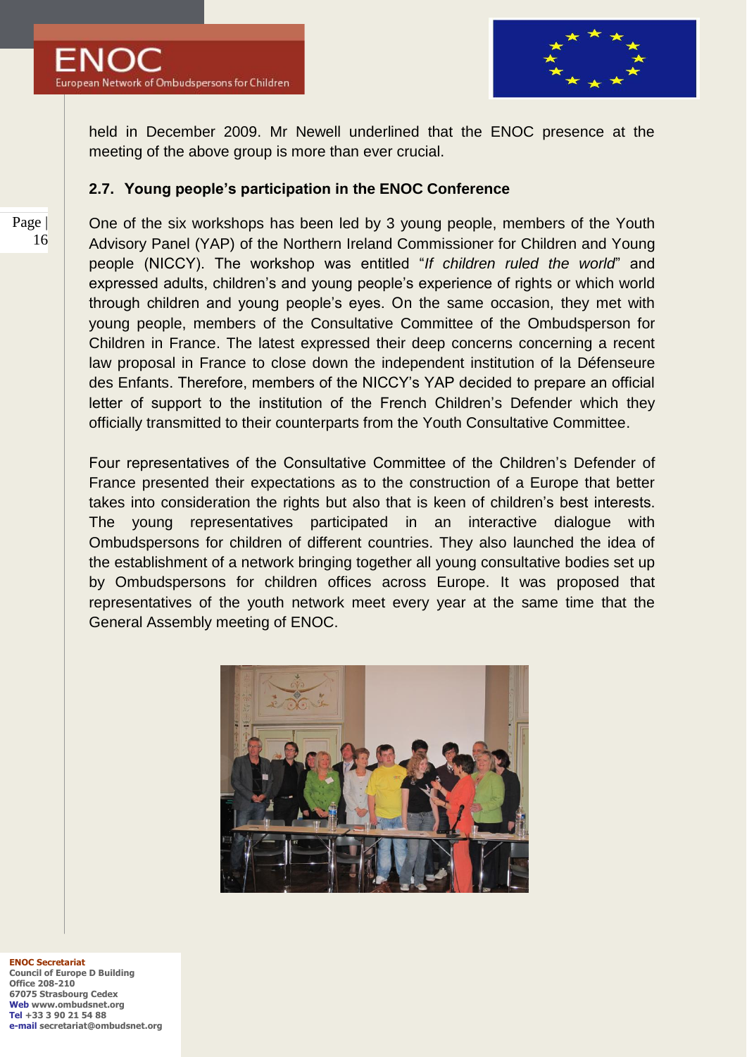held in December 2009. Mr Newell underlined that the ENOC presence at the meeting of the above group is more than ever crucial.

### 2.7. Young people's participation in the ENOC Conference

One of the six workshops has been led by 3 young people, members of the Youth Advisory Panel (YAP) of the Northern Ireland Commissioner for Children and Young people (NICCY). The workshop was entitled "*If children ruled the world*" and expressed adults, children's and young people's experience of rights or which world through children and young people's eyes. On the same occasion, they met with young people, members of the Consultative Committee of the Ombudsperson for Children in France. The latest expressed their deep concerns concerning a recent law proposal in France to close down the independent institution of la Défenseure des Enfants. Therefore, members of the NICCY's YAP decided to prepare an official letter of support to the institution of the French Children's Defender which they officially transmitted to their counterparts from the Youth Consultative Committee.

Four representatives of the Consultative Committee of the Children's Defender of France presented their expectations as to the construction of a Europe that better takes into consideration the rights but also that is keen of children's best interests. The young representatives participated in an interactive dialogue with Ombudspersons for children of different countries. They also launched the idea of the establishment of a network bringing together all young consultative bodies set up by Ombudspersons for children offices across Europe. It was proposed that representatives of the youth network meet every year at the same time that the General Assembly meeting of ENOC.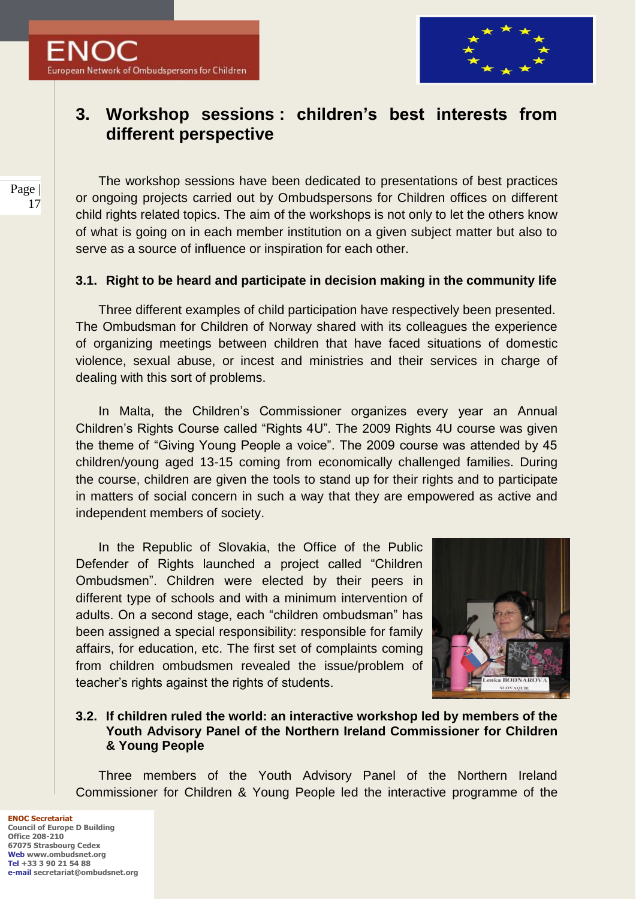# 3. Workshop sessions : children's best interests from different perspective

The workshop sessions have been dedicated to presentations of best practices or ongoing projects carried out by Ombudspersons for Children offices on different child rights related topics. The aim of the workshops is not only to let the others know of what is going on in each member institution on a given subject matter but also to serve as a source of influence or inspiration for each other.

## 3.1. Right to be heard and participate in decision making in the community life

Three different examples of child participation have respectively been presented. The Ombudsman for Children of Norway shared with its colleagues the experience of organizing meetings between children that have faced situations of domestic violence, sexual abuse, or incest and ministries and their services in charge of dealing with this sort of problems.

In Malta, the Children's Commissioner organizes every year an Annual Children's Rights Course called "Rights 4U". The 2009 Rights 4U course was given the theme of "Giving Young People a voice". The 2009 course was attended by 45 children/young aged 13-15 coming from economically challenged families. During the course, children are given the tools to stand up for their rights and to participate in matters of social concern in such a way that they are empowered as active and independent members of society.

In the Republic of Slovakia, the Office of the Public Defender of Rights launched a project called "Children Ombudsmen". Children were elected by their peers in different type of schools and with a minimum intervention of adults. On a second stage, each "children ombudsman" has been assigned a special responsibility: responsible for family affairs, for education, etc. The first set of complaints coming from children ombudsmen revealed the issue/problem of teacher's rights against the rights of students.

## 3.2. If children ruled the world: an interactive workshop led by members of the Youth Advisory Panel of the Northern Ireland Commissioner for Children & Young People

Three members of the Youth Advisory Panel of the Northern Ireland Commissioner for Children & Young People led the interactive programme of the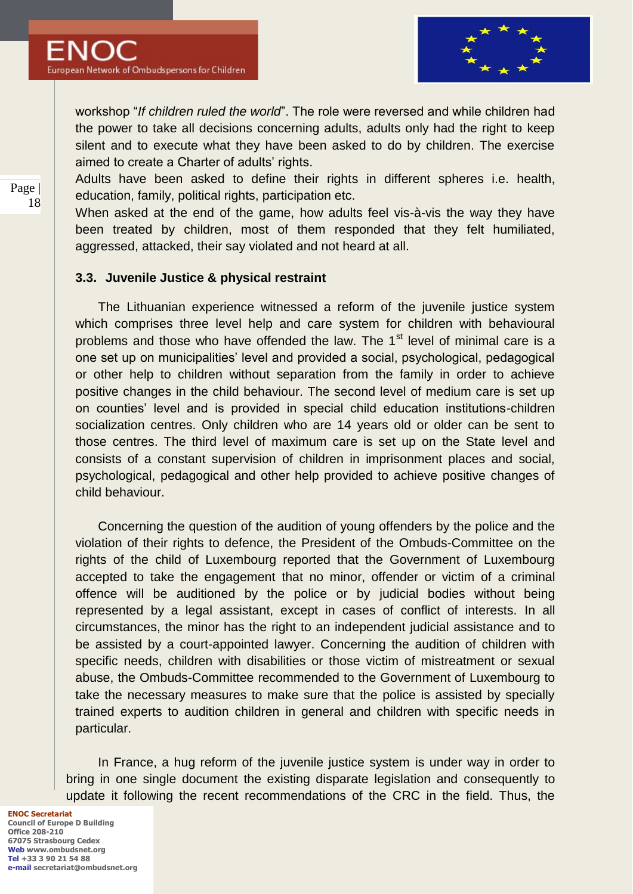workshop "*If children ruled the world*". The role were reversed and while children had the power to take all decisions concerning adults, adults only had the right to keep silent and to execute what they have been asked to do by children. The exercise aimed to create a Charter of adults' rights.

Adults have been asked to define their rights in different spheres i.e. health, education, family, political rights, participation etc.

When asked at the end of the game, how adults feel vis-à-vis the way they have been treated by children, most of them responded that they felt humiliated, aggressed, attacked, their say violated and not heard at all.

### 3.3. Juvenile Justice & physical restraint

The Lithuanian experience witnessed a reform of the juvenile justice system which comprises three level help and care system for children with behavioural problems and those who have offended the law. The 1st level of minimal care is a one set up on municipalities' level and provided a social, psychological, pedagogical or other help to children without separation from the family in order to achieve positive changes in the child behaviour. The second level of medium care is set up on counties' level and is provided in special child education institutions-children socialization centres. Only children who are 14 years old or older can be sent to those centres. The third level of maximum care is set up on the State level and consists of a constant supervision of children in imprisonment places and social, psychological, pedagogical and other help provided to achieve positive changes of child behaviour.

Concerning the question of the audition of young offenders by the police and the violation of their rights to defence, the President of the Ombuds-Committee on the rights of the child of Luxembourg reported that the Government of Luxembourg accepted to take the engagement that no minor, offender or victim of a criminal offence will be auditioned by the police or by judicial bodies without being represented by a legal assistant, except in cases of conflict of interests. In all circumstances, the minor has the right to an independent judicial assistance and to be assisted by a court-appointed lawyer. Concerning the audition of children with specific needs, children with disabilities or those victim of mistreatment or sexual abuse, the Ombuds-Committee recommended to the Government of Luxembourg to take the necessary measures to make sure that the police is assisted by specially trained experts to audition children in general and children with specific needs in particular.

In France, a hug reform of the juvenile justice system is under way in order to bring in one single document the existing disparate legislation and consequently to update it following the recent recommendations of the CRC in the field. Thus, the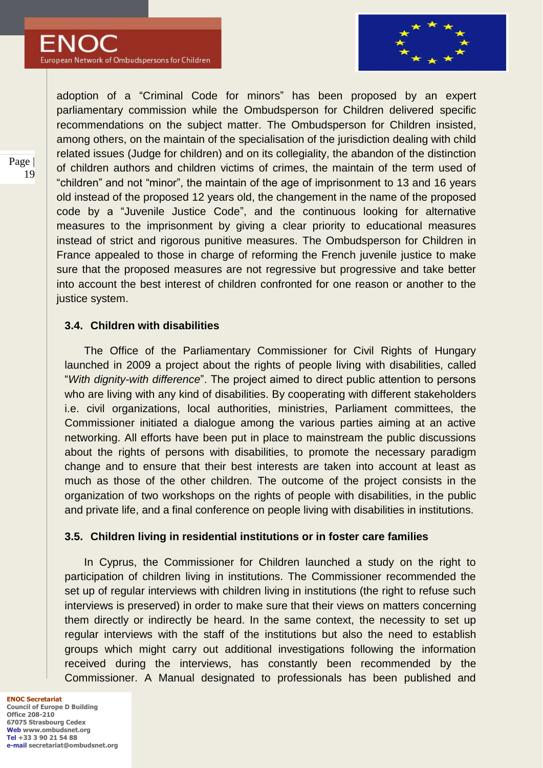adoption of a "Criminal Code for minors" has been proposed by an expert parliamentary commission while the Ombudsperson for Children delivered specific recommendations on the subject matter. The Ombudsperson for Children insisted, among others, on the maintain of the specialisation of the jurisdiction dealing with child related issues (Judge for children) and on its collegiality, the abandon of the distinction of children authors and children victims of crimes, the maintain of the term used of "children" and not "minor", the maintain of the age of imprisonment to 13 and 16 years old instead of the proposed 12 years old, the changement in the name of the proposed code by a "Juvenile Justice Code", and the continuous looking for alternative measures to the imprisonment by giving a clear priority to educational measures instead of strict and rigorous punitive measures. The Ombudsperson for Children in France appealed to those in charge of reforming the French juvenile justice to make sure that the proposed measures are not regressive but progressive and take better into account the best interest of children confronted for one reason or another to the justice system.

### 3.4. Children with disabilities

The Office of the Parliamentary Commissioner for Civil Rights of Hungary launched in 2009 a project about the rights of people living with disabilities, called "*With dignity-with difference*". The project aimed to direct public attention to persons who are living with any kind of disabilities. By cooperating with different stakeholders i.e. civil organizations, local authorities, ministries, Parliament committees, the Commissioner initiated a dialogue among the various parties aiming at an active networking. All efforts have been put in place to mainstream the public discussions about the rights of persons with disabilities, to promote the necessary paradigm change and to ensure that their best interests are taken into account at least as much as those of the other children. The outcome of the project consists in the organization of two workshops on the rights of people with disabilities, in the public and private life, and a final conference on people living with disabilities in institutions.

### 3.5. Children living in residential institutions or in foster care families

In Cyprus, the Commissioner for Children launched a study on the right to participation of children living in institutions. The Commissioner recommended the set up of regular interviews with children living in institutions (the right to refuse such interviews is preserved) in order to make sure that their views on matters concerning them directly or indirectly be heard. In the same context, the necessity to set up regular interviews with the staff of the institutions but also the need to establish groups which might carry out additional investigations following the information received during the interviews, has constantly been recommended by the Commissioner. A Manual designated to professionals has been published and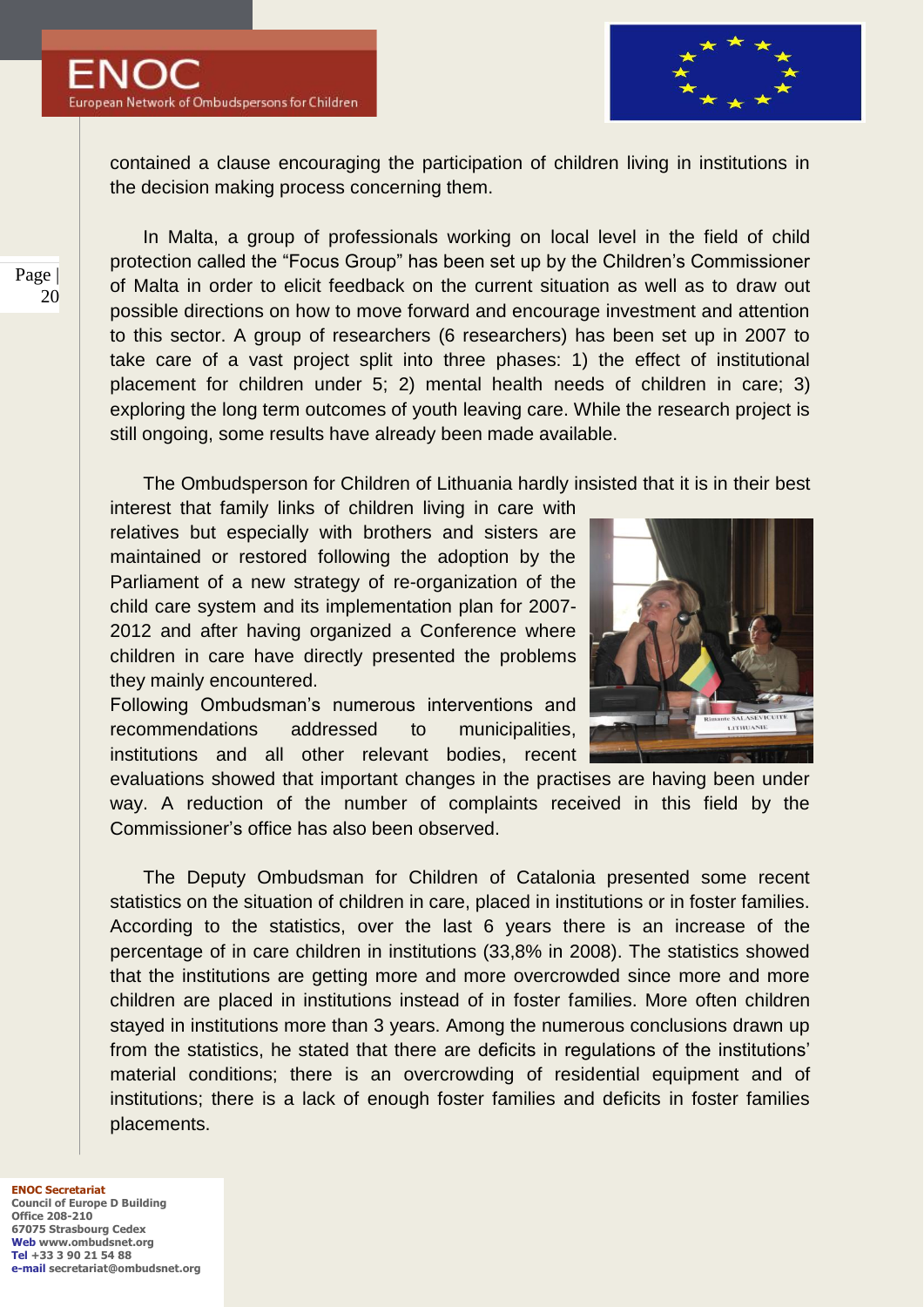contained a clause encouraging the participation of children living in institutions in the decision making process concerning them.

In Malta, a group of professionals working on local level in the field of child protection called the "Focus Group" has been set up by the Children's Commissioner of Malta in order to elicit feedback on the current situation as well as to draw out possible directions on how to move forward and encourage investment and attention to this sector. A group of researchers (6 researchers) has been set up in 2007 to take care of a vast project split into three phases: 1) the effect of institutional placement for children under 5; 2) mental health needs of children in care; 3) exploring the long term outcomes of youth leaving care. While the research project is still ongoing, some results have already been made available.

The Ombudsperson for Children of Lithuania hardly insisted that it is in their best interest that family links of children living in care with relatives but especially with brothers and sisters are maintained or restored following the adoption by the Parliament of a new strategy of re-organization of the child care system and its implementation plan for 2007-2012 and after having organized a Conference where children in care have directly presented the problems they mainly encountered.
Following Ombudsman's numerous interventions and recommendations addressed to municipalities, institutions and all other relevant bodies, recent evaluations showed that important changes in the practises are having been under way. A reduction of the number of complaints received in this field by the Commissioner's office has also been observed.

The Deputy Ombudsman for Children of Catalonia presented some recent statistics on the situation of children in care, placed in institutions or in foster families. According to the statistics, over the last 6 years there is an increase of the percentage of in care children in institutions (33,8% in 2008). The statistics showed that the institutions are getting more and more overcrowded since more and more children are placed in institutions instead of in foster families. More often children stayed in institutions more than 3 years. Among the numerous conclusions drawn up from the statistics, he stated that there are deficits in regulations of the institutions' material conditions; there is an overcrowding of residential equipment and of institutions; there is a lack of enough foster families and deficits in foster families placements.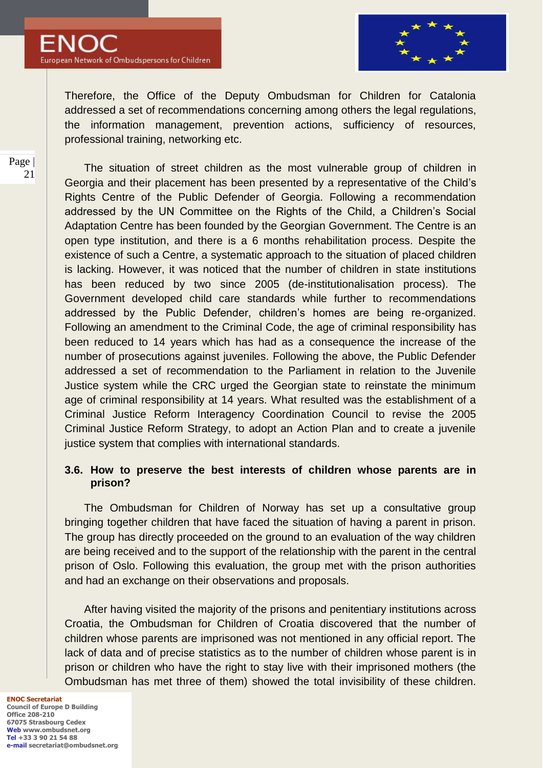Therefore, the Office of the Deputy Ombudsman for Children for Catalonia addressed a set of recommendations concerning among others the legal regulations, the information management, prevention actions, sufficiency of resources, professional training, networking etc.

The situation of street children as the most vulnerable group of children in Georgia and their placement has been presented by a representative of the Child's Rights Centre of the Public Defender of Georgia. Following a recommendation addressed by the UN Committee on the Rights of the Child, a Children's Social Adaptation Centre has been founded by the Georgian Government. The Centre is an open type institution, and there is a 6 months rehabilitation process. Despite the existence of such a Centre, a systematic approach to the situation of placed children is lacking. However, it was noticed that the number of children in state institutions has been reduced by two since 2005 (de-institutionalisation process). The Government developed child care standards while further to recommendations addressed by the Public Defender, children's homes are being re-organized. Following an amendment to the Criminal Code, the age of criminal responsibility has been reduced to 14 years which has had as a consequence the increase of the number of prosecutions against juveniles. Following the above, the Public Defender addressed a set of recommendation to the Parliament in relation to the Juvenile Justice system while the CRC urged the Georgian state to reinstate the minimum age of criminal responsibility at 14 years. What resulted was the establishment of a Criminal Justice Reform Interagency Coordination Council to revise the 2005 Criminal Justice Reform Strategy, to adopt an Action Plan and to create a juvenile justice system that complies with international standards.

### 3.6. How to preserve the best interests of children whose parents are in prison?

The Ombudsman for Children of Norway has set up a consultative group bringing together children that have faced the situation of having a parent in prison. The group has directly proceeded on the ground to an evaluation of the way children are being received and to the support of the relationship with the parent in the central prison of Oslo. Following this evaluation, the group met with the prison authorities and had an exchange on their observations and proposals.

After having visited the majority of the prisons and penitentiary institutions across Croatia, the Ombudsman for Children of Croatia discovered that the number of children whose parents are imprisoned was not mentioned in any official report. The lack of data and of precise statistics as to the number of children whose parent is in prison or children who have the right to stay live with their imprisoned mothers (the Ombudsman has met three of them) showed the total invisibility of these children.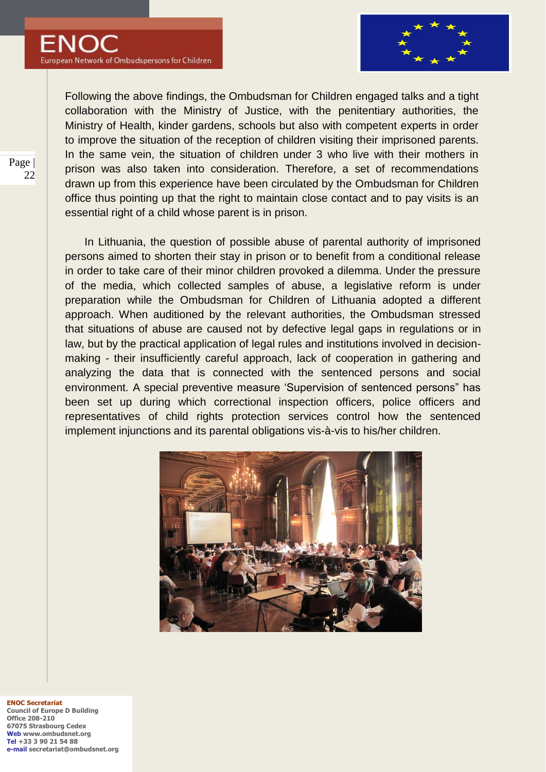Following the above findings, the Ombudsman for Children engaged talks and a tight collaboration with the Ministry of Justice, with the penitentiary authorities, the Ministry of Health, kinder gardens, schools but also with competent experts in order to improve the situation of the reception of children visiting their imprisoned parents. In the same vein, the situation of children under 3 who live with their mothers in prison was also taken into consideration. Therefore, a set of recommendations drawn up from this experience have been circulated by the Ombudsman for Children office thus pointing up that the right to maintain close contact and to pay visits is an essential right of a child whose parent is in prison.

In Lithuania, the question of possible abuse of parental authority of imprisoned persons aimed to shorten their stay in prison or to benefit from a conditional release in order to take care of their minor children provoked a dilemma. Under the pressure of the media, which collected samples of abuse, a legislative reform is under preparation while the Ombudsman for Children of Lithuania adopted a different approach. When auditioned by the relevant authorities, the Ombudsman stressed that situations of abuse are caused not by defective legal gaps in regulations or in law, but by the practical application of legal rules and institutions involved in decision-making - their insufficiently careful approach, lack of cooperation in gathering and analyzing the data that is connected with the sentenced persons and social environment. A special preventive measure 'Supervision of sentenced persons" has been set up during which correctional inspection officers, police officers and representatives of child rights protection services control how the sentenced implement injunctions and its parental obligations vis-à-vis to his/her children.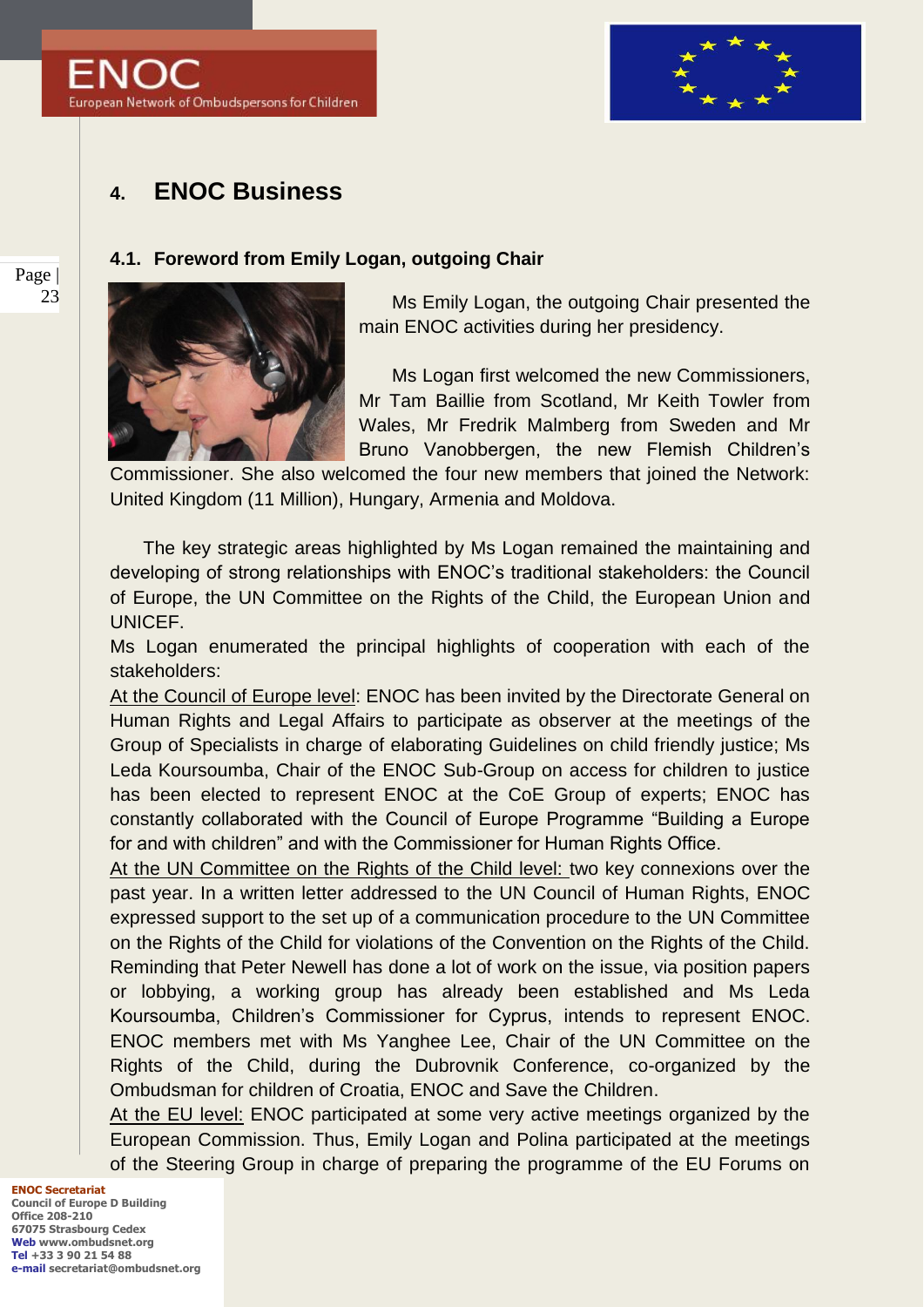## 4. ENOC Business

### 4.1. Foreword from Emily Logan, outgoing Chair

Ms Emily Logan, the outgoing Chair presented the main ENOC activities during her presidency.

Ms Logan first welcomed the new Commissioners, Mr Tam Baillie from Scotland, Mr Keith Towler from Wales, Mr Fredrik Malmberg from Sweden and Mr Bruno Vanobbergen, the new Flemish Children's Commissioner. She also welcomed the four new members that joined the Network: United Kingdom (11 Million), Hungary, Armenia and Moldova.

The key strategic areas highlighted by Ms Logan remained the maintaining and developing of strong relationships with ENOC's traditional stakeholders: the Council of Europe, the UN Committee on the Rights of the Child, the European Union and UNICEF.

Ms Logan enumerated the principal highlights of cooperation with each of the stakeholders:

At the Council of Europe level: ENOC has been invited by the Directorate General on Human Rights and Legal Affairs to participate as observer at the meetings of the Group of Specialists in charge of elaborating Guidelines on child friendly justice; Ms Leda Koursoumba, Chair of the ENOC Sub-Group on access for children to justice has been elected to represent ENOC at the CoE Group of experts; ENOC has constantly collaborated with the Council of Europe Programme "Building a Europe for and with children" and with the Commissioner for Human Rights Office.

At the UN Committee on the Rights of the Child level: two key connexions over the past year. In a written letter addressed to the UN Council of Human Rights, ENOC expressed support to the set up of a communication procedure to the UN Committee on the Rights of the Child for violations of the Convention on the Rights of the Child. Reminding that Peter Newell has done a lot of work on the issue, via position papers or lobbying, a working group has already been established and Ms Leda Koursoumba, Children's Commissioner for Cyprus, intends to represent ENOC. ENOC members met with Ms Yanghee Lee, Chair of the UN Committee on the Rights of the Child, during the Dubrovnik Conference, co-organized by the Ombudsman for children of Croatia, ENOC and Save the Children.

At the EU level: ENOC participated at some very active meetings organized by the European Commission. Thus, Emily Logan and Polina participated at the meetings of the Steering Group in charge of preparing the programme of the EU Forums on

**ENOC Secretariat**
**Council of Europe D Building**
**Office 208-210**
**67075 Strasbourg Cedex**
**Web www.ombudsnet.org**
**Tel +33 3 90 21 54 88**
**e-mail secretariat@ombudsnet.org**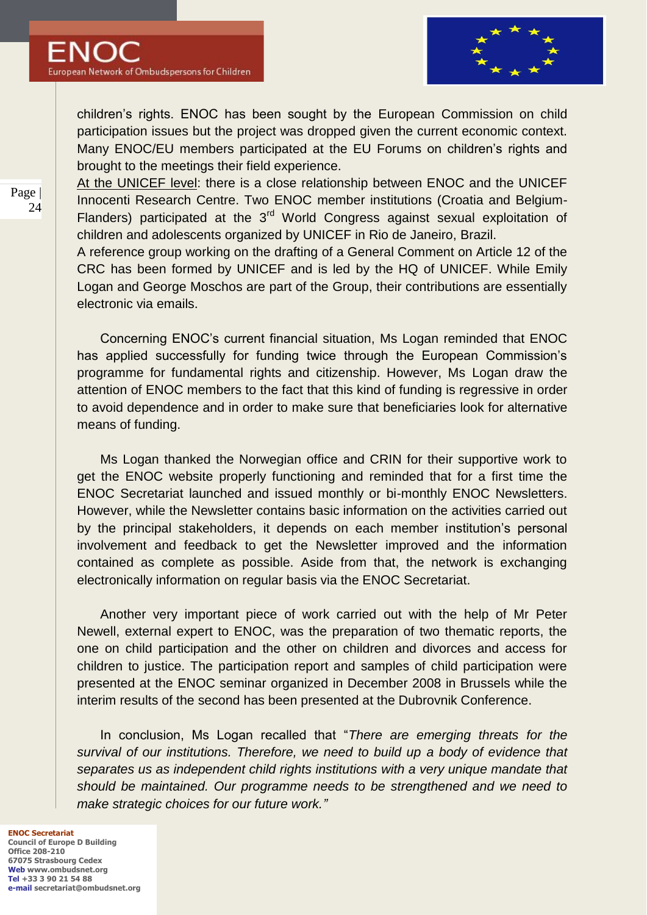children's rights. ENOC has been sought by the European Commission on child participation issues but the project was dropped given the current economic context. Many ENOC/EU members participated at the EU Forums on children's rights and brought to the meetings their field experience.

At the UNICEF level: there is a close relationship between ENOC and the UNICEF Innocenti Research Centre. Two ENOC member institutions (Croatia and Belgium-Flanders) participated at the 3rd World Congress against sexual exploitation of children and adolescents organized by UNICEF in Rio de Janeiro, Brazil.

A reference group working on the drafting of a General Comment on Article 12 of the CRC has been formed by UNICEF and is led by the HQ of UNICEF. While Emily Logan and George Moschos are part of the Group, their contributions are essentially electronic via emails.

Concerning ENOC's current financial situation, Ms Logan reminded that ENOC has applied successfully for funding twice through the European Commission's programme for fundamental rights and citizenship. However, Ms Logan draw the attention of ENOC members to the fact that this kind of funding is regressive in order to avoid dependence and in order to make sure that beneficiaries look for alternative means of funding.

Ms Logan thanked the Norwegian office and CRIN for their supportive work to get the ENOC website properly functioning and reminded that for a first time the ENOC Secretariat launched and issued monthly or bi-monthly ENOC Newsletters. However, while the Newsletter contains basic information on the activities carried out by the principal stakeholders, it depends on each member institution's personal involvement and feedback to get the Newsletter improved and the information contained as complete as possible. Aside from that, the network is exchanging electronically information on regular basis via the ENOC Secretariat.

Another very important piece of work carried out with the help of Mr Peter Newell, external expert to ENOC, was the preparation of two thematic reports, the one on child participation and the other on children and divorces and access for children to justice. The participation report and samples of child participation were presented at the ENOC seminar organized in December 2008 in Brussels while the interim results of the second has been presented at the Dubrovnik Conference.

In conclusion, Ms Logan recalled that "*There are emerging threats for the survival of our institutions. Therefore, we need to build up a body of evidence that separates us as independent child rights institutions with a very unique mandate that should be maintained. Our programme needs to be strengthened and we need to make strategic choices for our future work.*"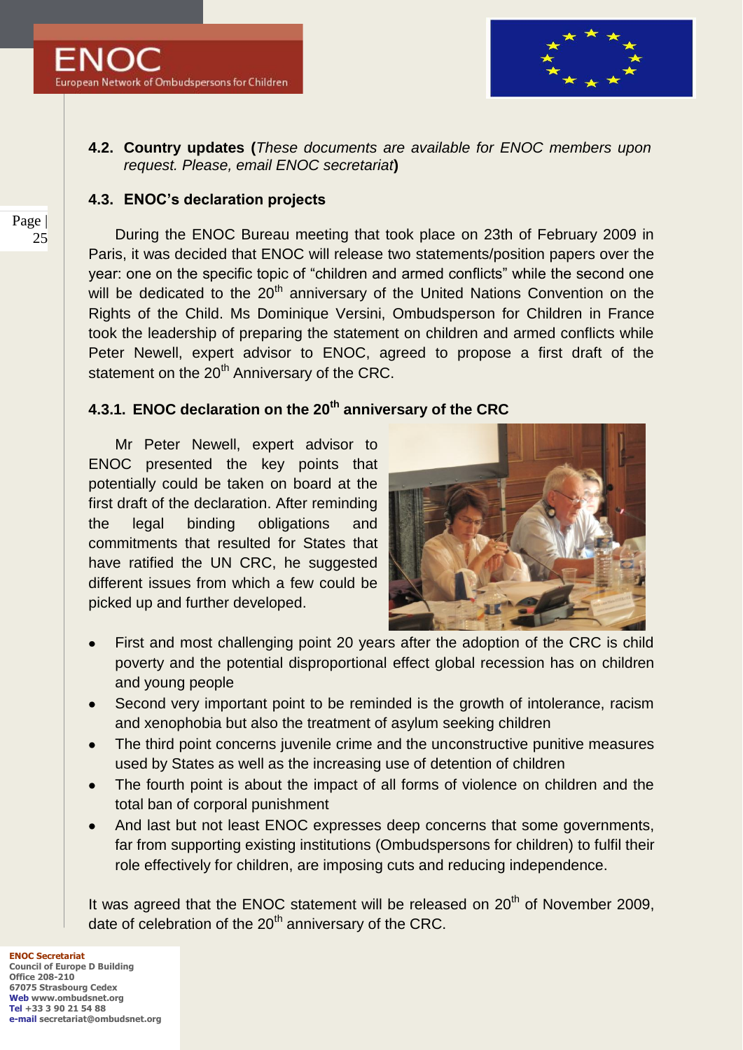### 4.2. Country updates (*These documents are available for ENOC members upon request. Please, email ENOC secretariat*)

### 4.3. ENOC's declaration projects

During the ENOC Bureau meeting that took place on 23th of February 2009 in Paris, it was decided that ENOC will release two statements/position papers over the year: one on the specific topic of "children and armed conflicts" while the second one will be dedicated to the 20th anniversary of the United Nations Convention on the Rights of the Child. Ms Dominique Versini, Ombudsperson for Children in France took the leadership of preparing the statement on children and armed conflicts while Peter Newell, expert advisor to ENOC, agreed to propose a first draft of the statement on the 20th Anniversary of the CRC.

#### 4.3.1. ENOC declaration on the 20th anniversary of the CRC

Mr Peter Newell, expert advisor to ENOC presented the key points that potentially could be taken on board at the first draft of the declaration. After reminding the legal binding obligations and commitments that resulted for States that have ratified the UN CRC, he suggested different issues from which a few could be picked up and further developed.

- First and most challenging point 20 years after the adoption of the CRC is child poverty and the potential disproportional effect global recession has on children and young people
- Second very important point to be reminded is the growth of intolerance, racism and xenophobia but also the treatment of asylum seeking children
- The third point concerns juvenile crime and the unconstructive punitive measures used by States as well as the increasing use of detention of children
- The fourth point is about the impact of all forms of violence on children and the total ban of corporal punishment
- And last but not least ENOC expresses deep concerns that some governments, far from supporting existing institutions (Ombudspersons for children) to fulfil their role effectively for children, are imposing cuts and reducing independence.

It was agreed that the ENOC statement will be released on 20th of November 2009, date of celebration of the 20th anniversary of the CRC.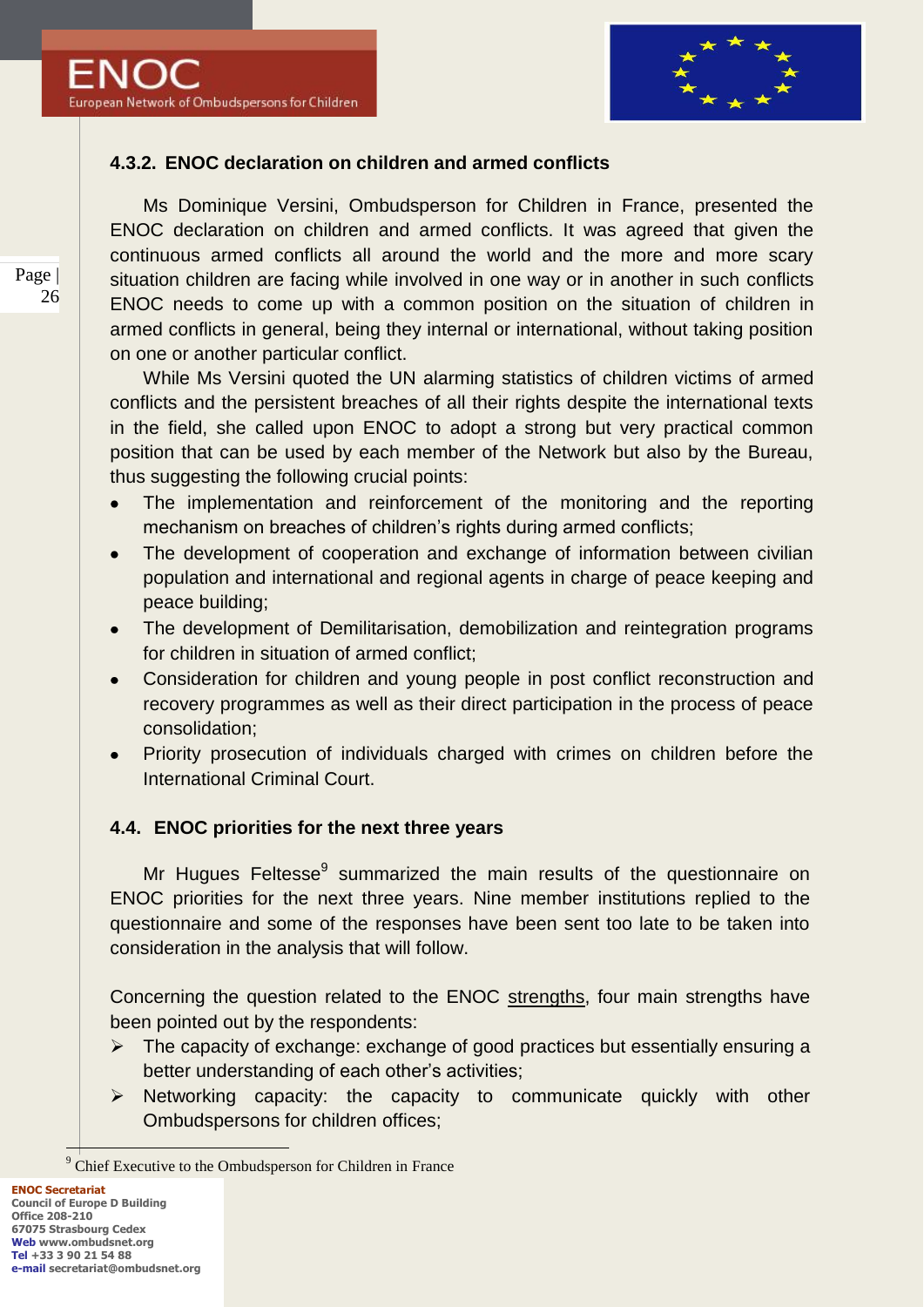### 4.3.2. ENOC declaration on children and armed conflicts

Ms Dominique Versini, Ombudsperson for Children in France, presented the ENOC declaration on children and armed conflicts. It was agreed that given the continuous armed conflicts all around the world and the more and more scary situation children are facing while involved in one way or in another in such conflicts ENOC needs to come up with a common position on the situation of children in armed conflicts in general, being they internal or international, without taking position on one or another particular conflict.

While Ms Versini quoted the UN alarming statistics of children victims of armed conflicts and the persistent breaches of all their rights despite the international texts in the field, she called upon ENOC to adopt a strong but very practical common position that can be used by each member of the Network but also by the Bureau, thus suggesting the following crucial points:

- The implementation and reinforcement of the monitoring and the reporting mechanism on breaches of children's rights during armed conflicts;
- The development of cooperation and exchange of information between civilian population and international and regional agents in charge of peace keeping and peace building;
- The development of Demilitarisation, demobilization and reintegration programs for children in situation of armed conflict;
- Consideration for children and young people in post conflict reconstruction and recovery programmes as well as their direct participation in the process of peace consolidation;
- Priority prosecution of individuals charged with crimes on children before the International Criminal Court.

## 4.4. ENOC priorities for the next three years

Mr Hugues Feltesse[9] summarized the main results of the questionnaire on ENOC priorities for the next three years. Nine member institutions replied to the questionnaire and some of the responses have been sent too late to be taken into consideration in the analysis that will follow.

Concerning the question related to the ENOC strengths, four main strengths have been pointed out by the respondents:

- The capacity of exchange: exchange of good practices but essentially ensuring a better understanding of each other's activities;
- Networking capacity: the capacity to communicate quickly with other Ombudspersons for children offices;

[9] Chief Executive to the Ombudsperson for Children in France

**ENOC Secretariat**
**Council of Europe D Building**
**Office 208-210**
**67075 Strasbourg Cedex**
**Web www.ombudsnet.org**
**Tel +33 3 90 21 54 88**
**e-mail secretariat@ombudsnet.org**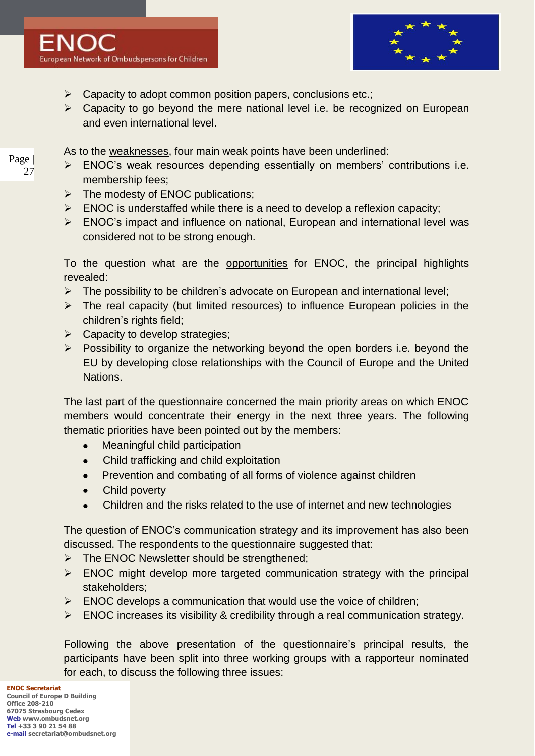- Capacity to adopt common position papers, conclusions etc.;
- Capacity to go beyond the mere national level i.e. be recognized on European and even international level.

As to the <u>weaknesses</u>, four main weak points have been underlined:

- ENOC's weak resources depending essentially on members' contributions i.e. membership fees;
- The modesty of ENOC publications;
- ENOC is understaffed while there is a need to develop a reflexion capacity;
- ENOC's impact and influence on national, European and international level was considered not to be strong enough.

To the question what are the <u>opportunities</u> for ENOC, the principal highlights revealed:

- The possibility to be children's advocate on European and international level;
- The real capacity (but limited resources) to influence European policies in the children's rights field;
- Capacity to develop strategies;
- Possibility to organize the networking beyond the open borders i.e. beyond the EU by developing close relationships with the Council of Europe and the United Nations.

The last part of the questionnaire concerned the main priority areas on which ENOC members would concentrate their energy in the next three years. The following thematic priorities have been pointed out by the members:

- Meaningful child participation
- Child trafficking and child exploitation
- Prevention and combating of all forms of violence against children
- Child poverty
- Children and the risks related to the use of internet and new technologies

The question of ENOC's communication strategy and its improvement has also been discussed. The respondents to the questionnaire suggested that:

- The ENOC Newsletter should be strengthened;
- ENOC might develop more targeted communication strategy with the principal stakeholders;
- ENOC develops a communication that would use the voice of children;
- ENOC increases its visibility & credibility through a real communication strategy.

Following the above presentation of the questionnaire's principal results, the participants have been split into three working groups with a rapporteur nominated for each, to discuss the following three issues: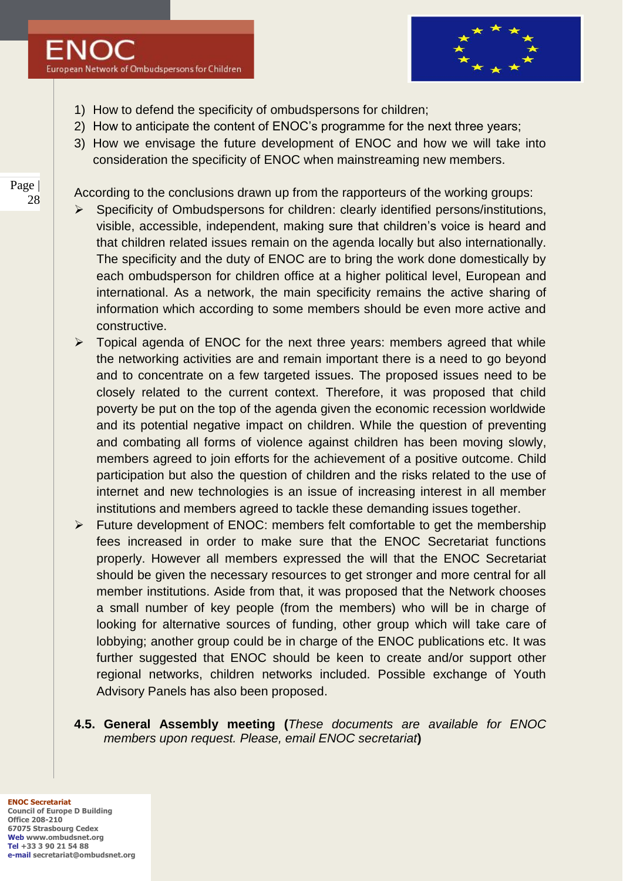1) How to defend the specificity of ombudspersons for children;
2) How to anticipate the content of ENOC's programme for the next three years;
3) How we envisage the future development of ENOC and how we will take into consideration the specificity of ENOC when mainstreaming new members.

According to the conclusions drawn up from the rapporteurs of the working groups:

- Specificity of Ombudspersons for children: clearly identified persons/institutions, visible, accessible, independent, making sure that children's voice is heard and that children related issues remain on the agenda locally but also internationally. The specificity and the duty of ENOC are to bring the work done domestically by each ombudsperson for children office at a higher political level, European and international. As a network, the main specificity remains the active sharing of information which according to some members should be even more active and constructive.
- Topical agenda of ENOC for the next three years: members agreed that while the networking activities are and remain important there is a need to go beyond and to concentrate on a few targeted issues. The proposed issues need to be closely related to the current context. Therefore, it was proposed that child poverty be put on the top of the agenda given the economic recession worldwide and its potential negative impact on children. While the question of preventing and combating all forms of violence against children has been moving slowly, members agreed to join efforts for the achievement of a positive outcome. Child participation but also the question of children and the risks related to the use of internet and new technologies is an issue of increasing interest in all member institutions and members agreed to tackle these demanding issues together.
- Future development of ENOC: members felt comfortable to get the membership fees increased in order to make sure that the ENOC Secretariat functions properly. However all members expressed the will that the ENOC Secretariat should be given the necessary resources to get stronger and more central for all member institutions. Aside from that, it was proposed that the Network chooses a small number of key people (from the members) who will be in charge of looking for alternative sources of funding, other group which will take care of lobbying; another group could be in charge of the ENOC publications etc. It was further suggested that ENOC should be keen to create and/or support other regional networks, children networks included. Possible exchange of Youth Advisory Panels has also been proposed.

**4.5. General Assembly meeting (***These documents are available for ENOC members upon request. Please, email ENOC secretariat***)**